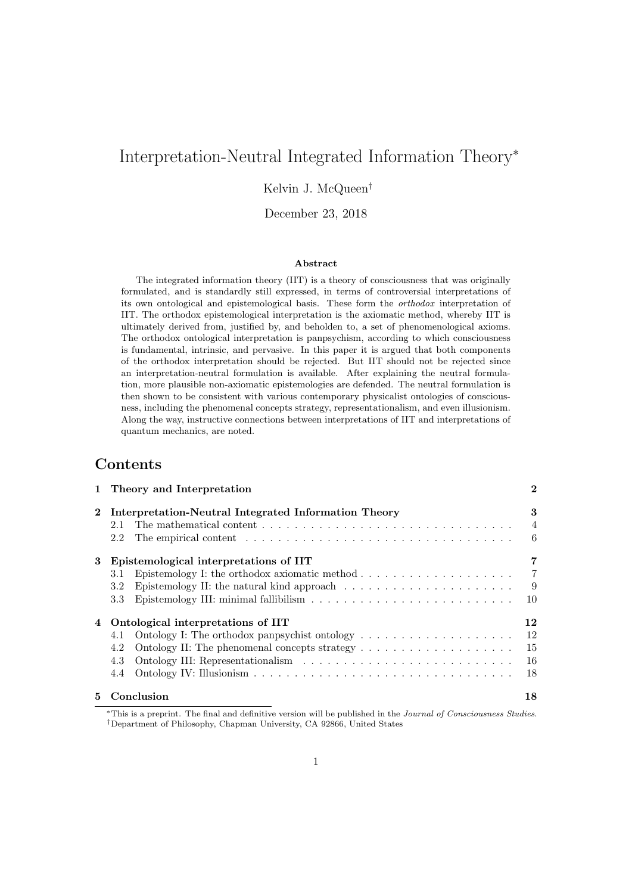# Interpretation-Neutral Integrated Information Theory*

Kelvin J. McQueen†

December 23, 2018

**Abstract**

The integrated information theory (IIT) is a theory of consciousness that was originally formulated, and is standardly still expressed, in terms of controversial interpretations of its own ontological and epistemological basis. These form the *orthodox* interpretation of IIT. The orthodox epistemological interpretation is the axiomatic method, whereby IIT is ultimately derived from, justified by, and beholden to, a set of phenomenological axioms. The orthodox ontological interpretation is panpsychism, according to which consciousness is fundamental, intrinsic, and pervasive. In this paper it is argued that both components of the orthodox interpretation should be rejected. But IIT should not be rejected since an interpretation-neutral formulation is available. After explaining the neutral formulation, more plausible non-axiomatic epistemologies are defended. The neutral formulation is then shown to be consistent with various contemporary physicalist ontologies of consciousness, including the phenomenal concepts strategy, representationalism, and even illusionism. Along the way, instructive connections between interpretations of IIT and interpretations of quantum mechanics, are noted.

## Contents

- **1 Theory and Interpretation** — 2
- **2 Interpretation-Neutral Integrated Information Theory** — 3
  - 2.1 The mathematical content — 4
  - 2.2 The empirical content — 6
- **3 Epistemological interpretations of IIT** — 7
  - 3.1 Epistemology I: the orthodox axiomatic method — 7
  - 3.2 Epistemology II: the natural kind approach — 9
  - 3.3 Epistemology III: minimal fallibilism — 10
- **4 Ontological interpretations of IIT** — 12
  - 4.1 Ontology I: The orthodox panpsychist ontology — 12
  - 4.2 Ontology II: The phenomenal concepts strategy — 15
  - 4.3 Ontology III: Representationalism — 16
  - 4.4 Ontology IV: Illusionism — 18
- **5 Conclusion** — 18

*This is a preprint. The final and definitive version will be published in the *Journal of Consciousness Studies*.
†Department of Philosophy, Chapman University, CA 92866, United States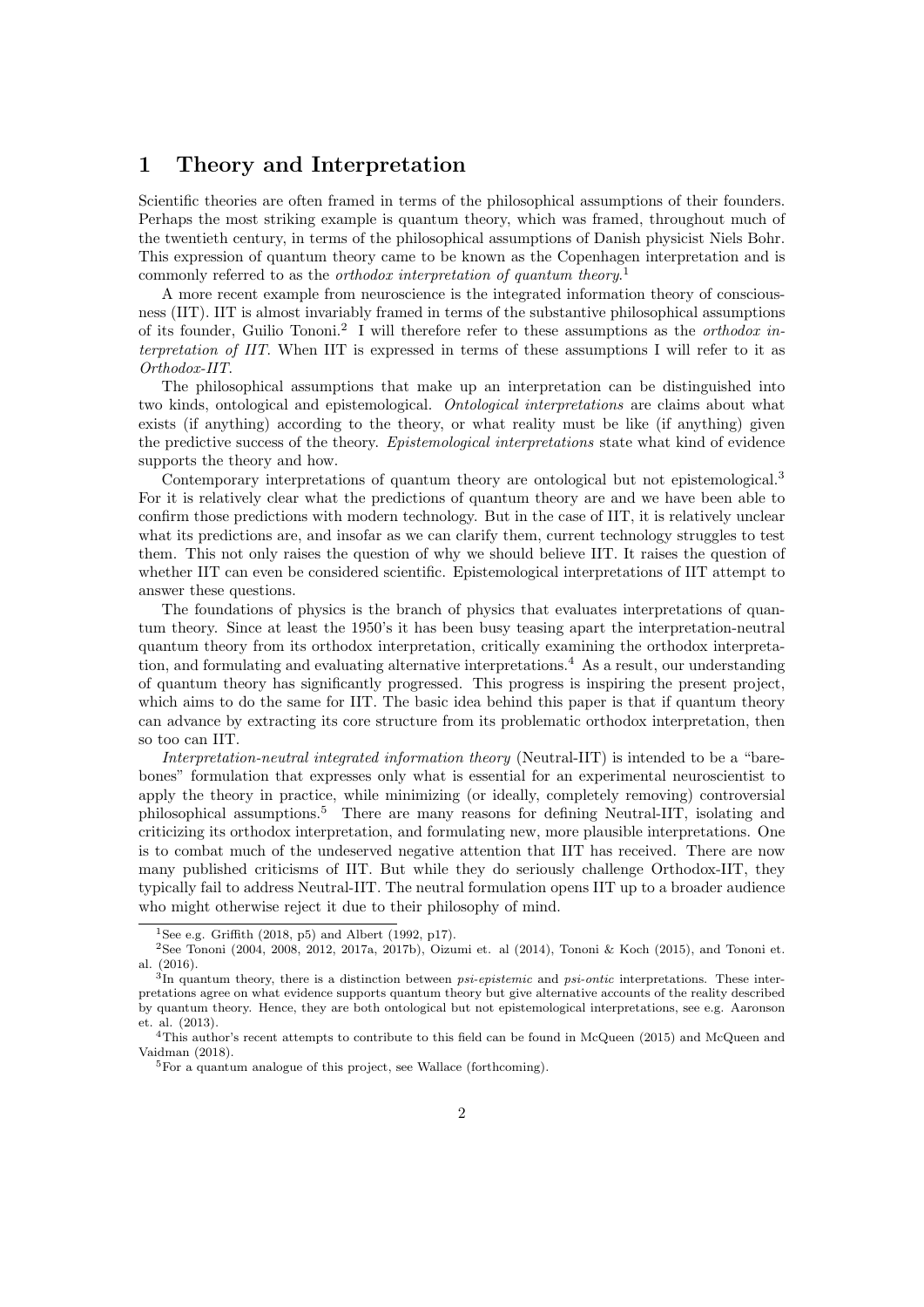## 1 Theory and Interpretation

Scientific theories are often framed in terms of the philosophical assumptions of their founders. Perhaps the most striking example is quantum theory, which was framed, throughout much of the twentieth century, in terms of the philosophical assumptions of Danish physicist Niels Bohr. This expression of quantum theory came to be known as the Copenhagen interpretation and is commonly referred to as the *orthodox interpretation of quantum theory*.[1]

A more recent example from neuroscience is the integrated information theory of consciousness (IIT). IIT is almost invariably framed in terms of the substantive philosophical assumptions of its founder, Guilio Tononi.[2] I will therefore refer to these assumptions as the *orthodox interpretation of IIT*. When IIT is expressed in terms of these assumptions I will refer to it as *Orthodox-IIT*.

The philosophical assumptions that make up an interpretation can be distinguished into two kinds, ontological and epistemological. *Ontological interpretations* are claims about what exists (if anything) according to the theory, or what reality must be like (if anything) given the predictive success of the theory. *Epistemological interpretations* state what kind of evidence supports the theory and how.

Contemporary interpretations of quantum theory are ontological but not epistemological.[3] For it is relatively clear what the predictions of quantum theory are and we have been able to confirm those predictions with modern technology. But in the case of IIT, it is relatively unclear what its predictions are, and insofar as we can clarify them, current technology struggles to test them. This not only raises the question of why we should believe IIT. It raises the question of whether IIT can even be considered scientific. Epistemological interpretations of IIT attempt to answer these questions.

The foundations of physics is the branch of physics that evaluates interpretations of quantum theory. Since at least the 1950's it has been busy teasing apart the interpretation-neutral quantum theory from its orthodox interpretation, critically examining the orthodox interpretation, and formulating and evaluating alternative interpretations.[4] As a result, our understanding of quantum theory has significantly progressed. This progress is inspiring the present project, which aims to do the same for IIT. The basic idea behind this paper is that if quantum theory can advance by extracting its core structure from its problematic orthodox interpretation, then so too can IIT.

*Interpretation-neutral integrated information theory* (Neutral-IIT) is intended to be a "bare-bones" formulation that expresses only what is essential for an experimental neuroscientist to apply the theory in practice, while minimizing (or ideally, completely removing) controversial philosophical assumptions.[5] There are many reasons for defining Neutral-IIT, isolating and criticizing its orthodox interpretation, and formulating new, more plausible interpretations. One is to combat much of the undeserved negative attention that IIT has received. There are now many published criticisms of IIT. But while they do seriously challenge Orthodox-IIT, they typically fail to address Neutral-IIT. The neutral formulation opens IIT up to a broader audience who might otherwise reject it due to their philosophy of mind.

---

[1] See e.g. Griffith (2018, p5) and Albert (1992, p17).

[2] See Tononi (2004, 2008, 2012, 2017a, 2017b), Oizumi et. al (2014), Tononi & Koch (2015), and Tononi et. al. (2016).

[3] In quantum theory, there is a distinction between *psi-epistemic* and *psi-ontic* interpretations. These interpretations agree on what evidence supports quantum theory but give alternative accounts of the reality described by quantum theory. Hence, they are both ontological but not epistemological interpretations, see e.g. Aaronson et. al. (2013).

[4] This author's recent attempts to contribute to this field can be found in McQueen (2015) and McQueen and Vaidman (2018).

[5] For a quantum analogue of this project, see Wallace (forthcoming).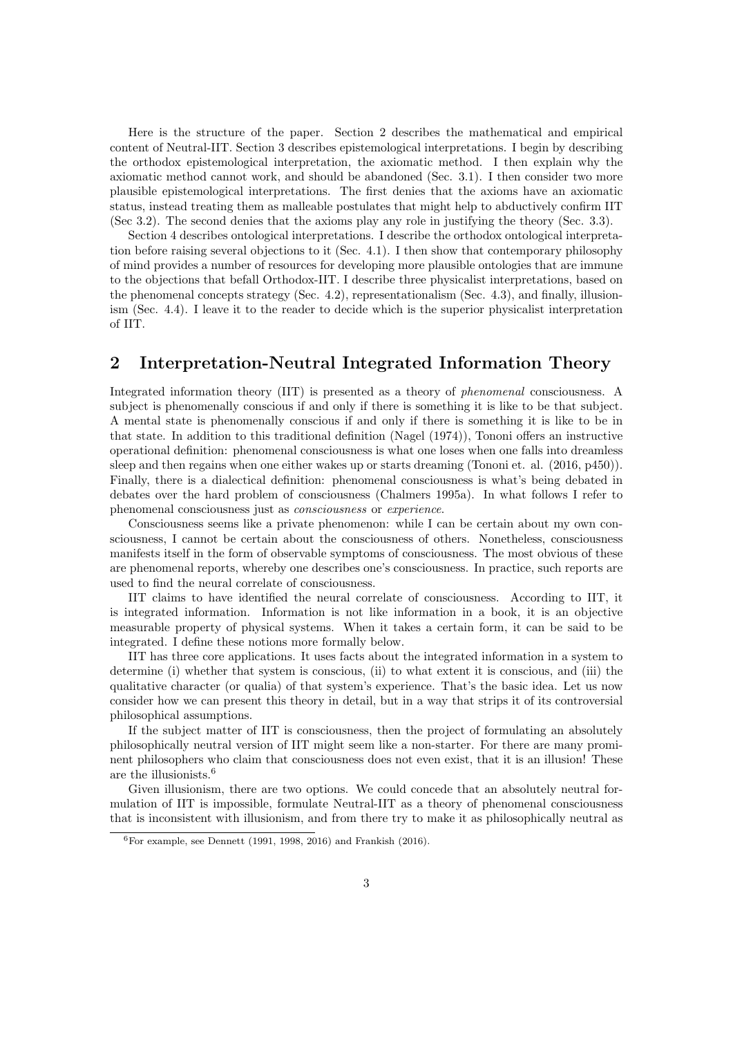Here is the structure of the paper. Section 2 describes the mathematical and empirical content of Neutral-IIT. Section 3 describes epistemological interpretations. I begin by describing the orthodox epistemological interpretation, the axiomatic method. I then explain why the axiomatic method cannot work, and should be abandoned (Sec. 3.1). I then consider two more plausible epistemological interpretations. The first denies that the axioms have an axiomatic status, instead treating them as malleable postulates that might help to abductively confirm IIT (Sec 3.2). The second denies that the axioms play any role in justifying the theory (Sec. 3.3).

Section 4 describes ontological interpretations. I describe the orthodox ontological interpretation before raising several objections to it (Sec. 4.1). I then show that contemporary philosophy of mind provides a number of resources for developing more plausible ontologies that are immune to the objections that befall Orthodox-IIT. I describe three physicalist interpretations, based on the phenomenal concepts strategy (Sec. 4.2), representationalism (Sec. 4.3), and finally, illusionism (Sec. 4.4). I leave it to the reader to decide which is the superior physicalist interpretation of IIT.

## 2 Interpretation-Neutral Integrated Information Theory

Integrated information theory (IIT) is presented as a theory of *phenomenal* consciousness. A subject is phenomenally conscious if and only if there is something it is like to be that subject. A mental state is phenomenally conscious if and only if there is something it is like to be in that state. In addition to this traditional definition (Nagel (1974)), Tononi offers an instructive operational definition: phenomenal consciousness is what one loses when one falls into dreamless sleep and then regains when one either wakes up or starts dreaming (Tononi et. al. (2016, p450)). Finally, there is a dialectical definition: phenomenal consciousness is what's being debated in debates over the hard problem of consciousness (Chalmers 1995a). In what follows I refer to phenomenal consciousness just as *consciousness* or *experience*.

Consciousness seems like a private phenomenon: while I can be certain about my own consciousness, I cannot be certain about the consciousness of others. Nonetheless, consciousness manifests itself in the form of observable symptoms of consciousness. The most obvious of these are phenomenal reports, whereby one describes one's consciousness. In practice, such reports are used to find the neural correlate of consciousness.

IIT claims to have identified the neural correlate of consciousness. According to IIT, it is integrated information. Information is not like information in a book, it is an objective measurable property of physical systems. When it takes a certain form, it can be said to be integrated. I define these notions more formally below.

IIT has three core applications. It uses facts about the integrated information in a system to determine (i) whether that system is conscious, (ii) to what extent it is conscious, and (iii) the qualitative character (or qualia) of that system's experience. That's the basic idea. Let us now consider how we can present this theory in detail, but in a way that strips it of its controversial philosophical assumptions.

If the subject matter of IIT is consciousness, then the project of formulating an absolutely philosophically neutral version of IIT might seem like a non-starter. For there are many prominent philosophers who claim that consciousness does not even exist, that it is an illusion! These are the illusionists.[6]

Given illusionism, there are two options. We could concede that an absolutely neutral formulation of IIT is impossible, formulate Neutral-IIT as a theory of phenomenal consciousness that is inconsistent with illusionism, and from there try to make it as philosophically neutral as

[6] For example, see Dennett (1991, 1998, 2016) and Frankish (2016).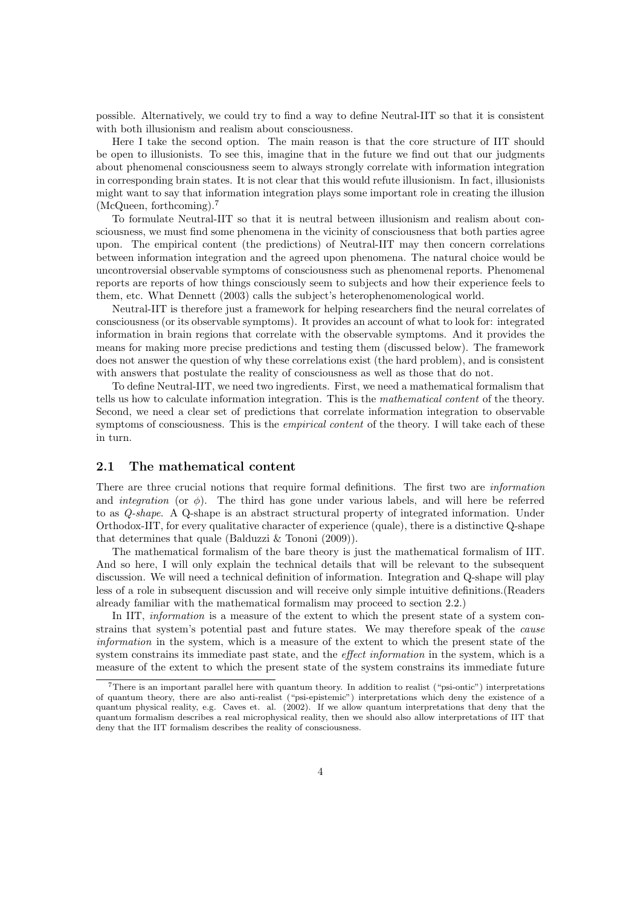possible. Alternatively, we could try to find a way to define Neutral-IIT so that it is consistent with both illusionism and realism about consciousness.

Here I take the second option. The main reason is that the core structure of IIT should be open to illusionists. To see this, imagine that in the future we find out that our judgments about phenomenal consciousness seem to always strongly correlate with information integration in corresponding brain states. It is not clear that this would refute illusionism. In fact, illusionists might want to say that information integration plays some important role in creating the illusion (McQueen, forthcoming).[7]

To formulate Neutral-IIT so that it is neutral between illusionism and realism about consciousness, we must find some phenomena in the vicinity of consciousness that both parties agree upon. The empirical content (the predictions) of Neutral-IIT may then concern correlations between information integration and the agreed upon phenomena. The natural choice would be uncontroversial observable symptoms of consciousness such as phenomenal reports. Phenomenal reports are reports of how things consciously seem to subjects and how their experience feels to them, etc. What Dennett (2003) calls the subject's heterophenomenological world.

Neutral-IIT is therefore just a framework for helping researchers find the neural correlates of consciousness (or its observable symptoms). It provides an account of what to look for: integrated information in brain regions that correlate with the observable symptoms. And it provides the means for making more precise predictions and testing them (discussed below). The framework does not answer the question of why these correlations exist (the hard problem), and is consistent with answers that postulate the reality of consciousness as well as those that do not.

To define Neutral-IIT, we need two ingredients. First, we need a mathematical formalism that tells us how to calculate information integration. This is the *mathematical content* of the theory. Second, we need a clear set of predictions that correlate information integration to observable symptoms of consciousness. This is the *empirical content* of the theory. I will take each of these in turn.

## 2.1 The mathematical content

There are three crucial notions that require formal definitions. The first two are *information* and *integration* (or $\phi$). The third has gone under various labels, and will here be referred to as *Q-shape*. A Q-shape is an abstract structural property of integrated information. Under Orthodox-IIT, for every qualitative character of experience (quale), there is a distinctive Q-shape that determines that quale (Balduzzi & Tononi (2009)).

The mathematical formalism of the bare theory is just the mathematical formalism of IIT. And so here, I will only explain the technical details that will be relevant to the subsequent discussion. We will need a technical definition of information. Integration and Q-shape will play less of a role in subsequent discussion and will receive only simple intuitive definitions.(Readers already familiar with the mathematical formalism may proceed to section 2.2.)

In IIT, *information* is a measure of the extent to which the present state of a system constrains that system's potential past and future states. We may therefore speak of the *cause information* in the system, which is a measure of the extent to which the present state of the system constrains its immediate past state, and the *effect information* in the system, which is a measure of the extent to which the present state of the system constrains its immediate future

[7] There is an important parallel here with quantum theory. In addition to realist ("psi-ontic") interpretations of quantum theory, there are also anti-realist ("psi-epistemic") interpretations which deny the existence of a quantum physical reality, e.g. Caves et. al. (2002). If we allow quantum interpretations that deny that the quantum formalism describes a real microphysical reality, then we should also allow interpretations of IIT that deny that the IIT formalism describes the reality of consciousness.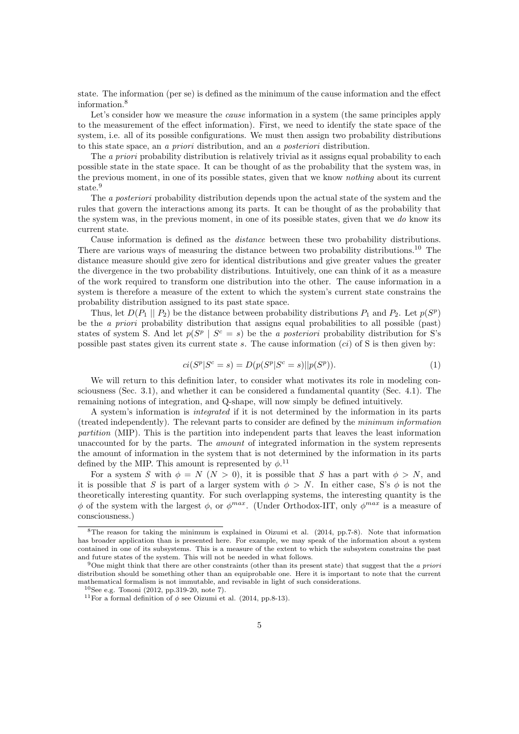state. The information (per se) is defined as the minimum of the cause information and the effect information.[8]

Let's consider how we measure the *cause* information in a system (the same principles apply to the measurement of the effect information). First, we need to identify the state space of the system, i.e. all of its possible configurations. We must then assign two probability distributions to this state space, an *a priori* distribution, and an *a posteriori* distribution.

The *a priori* probability distribution is relatively trivial as it assigns equal probability to each possible state in the state space. It can be thought of as the probability that the system was, in the previous moment, in one of its possible states, given that we know *nothing* about its current state.[9]

The *a posteriori* probability distribution depends upon the actual state of the system and the rules that govern the interactions among its parts. It can be thought of as the probability that the system was, in the previous moment, in one of its possible states, given that we *do* know its current state.

Cause information is defined as the *distance* between these two probability distributions. There are various ways of measuring the distance between two probability distributions.[10] The distance measure should give zero for identical distributions and give greater values the greater the divergence in the two probability distributions. Intuitively, one can think of it as a measure of the work required to transform one distribution into the other. The cause information in a system is therefore a measure of the extent to which the system's current state constrains the probability distribution assigned to its past state space.

Thus, let $D(P_1 \mid\mid P_2)$ be the distance between probability distributions $P_1$ and $P_2$. Let $p(S^p)$ be the *a priori* probability distribution that assigns equal probabilities to all possible (past) states of system S. And let $p(S^p \mid S^c = s)$ be the *a posteriori* probability distribution for S's possible past states given its current state $s$. The cause information ($ci$) of S is then given by:

$$ci(S^p|S^c = s) = D(p(S^p|S^c = s)||p(S^p)). \tag{1}$$

We will return to this definition later, to consider what motivates its role in modeling consciousness (Sec. 3.1), and whether it can be considered a fundamental quantity (Sec. 4.1). The remaining notions of integration, and Q-shape, will now simply be defined intuitively.

A system's information is *integrated* if it is not determined by the information in its parts (treated independently). The relevant parts to consider are defined by the *minimum information partition* (MIP). This is the partition into independent parts that leaves the least information unaccounted for by the parts. The *amount* of integrated information in the system represents the amount of information in the system that is not determined by the information in its parts defined by the MIP. This amount is represented by $\phi$.[11]

For a system $S$ with $\phi = N$ ($N > 0$), it is possible that $S$ has a part with $\phi > N$, and it is possible that $S$ is part of a larger system with $\phi > N$. In either case, S's $\phi$ is not the theoretically interesting quantity. For such overlapping systems, the interesting quantity is the $\phi$ of the system with the largest $\phi$, or $\phi^{max}$. (Under Orthodox-IIT, only $\phi^{max}$ is a measure of consciousness.)

---

[8] The reason for taking the minimum is explained in Oizumi et al. (2014, pp.7-8). Note that information has broader application than is presented here. For example, we may speak of the information about a system contained in one of its subsystems. This is a measure of the extent to which the subsystem constrains the past and future states of the system. This will not be needed in what follows.

[9] One might think that there are other constraints (other than its present state) that suggest that the *a priori* distribution should be something other than an equiprobable one. Here it is important to note that the current mathematical formalism is not immutable, and revisable in light of such considerations.

[10] See e.g. Tononi (2012, pp.319-20, note 7).

[11] For a formal definition of $\phi$ see Oizumi et al. (2014, pp.8-13).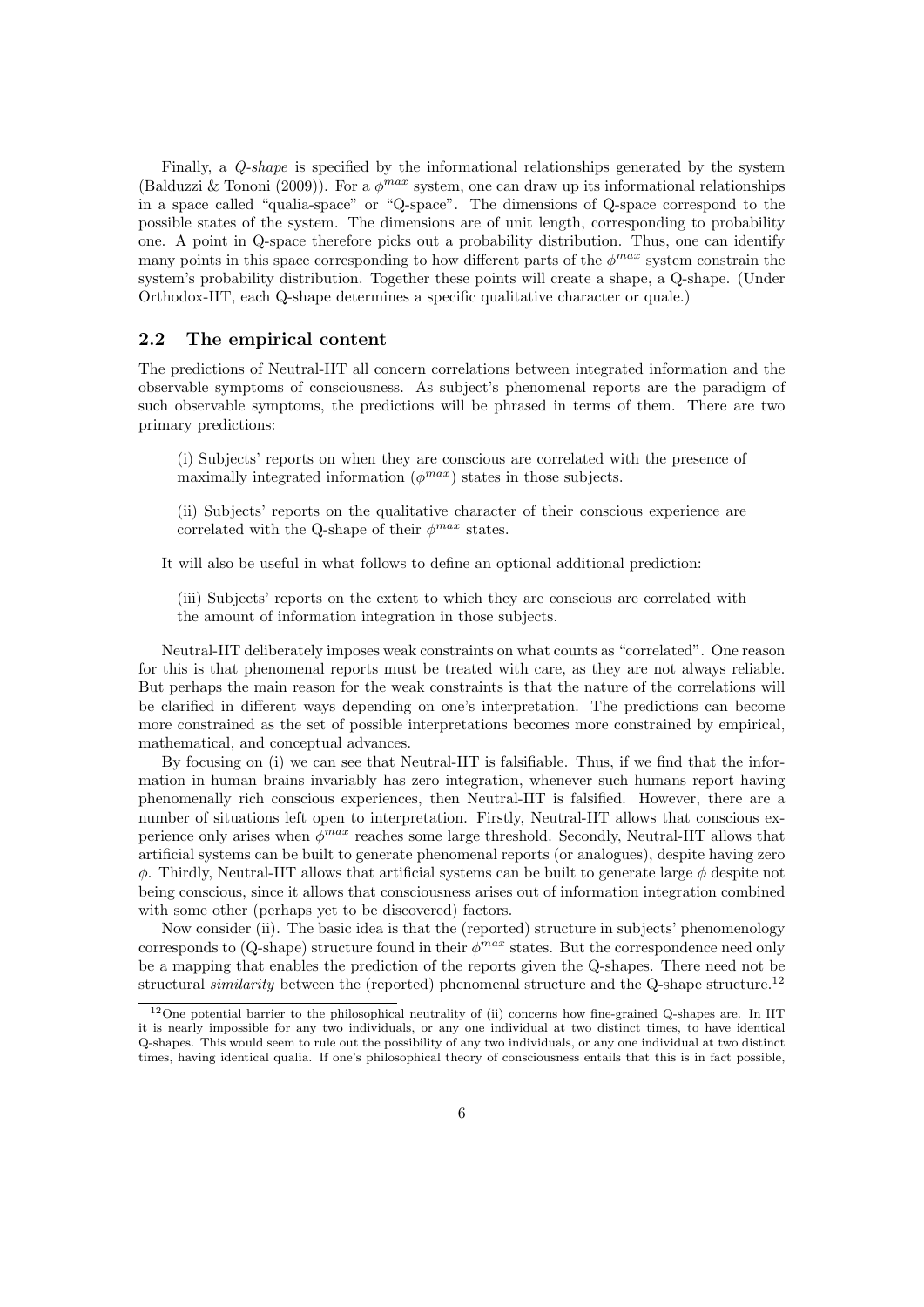Finally, a *Q-shape* is specified by the informational relationships generated by the system (Balduzzi & Tononi (2009)). For a $\phi^{max}$ system, one can draw up its informational relationships in a space called "qualia-space" or "Q-space". The dimensions of Q-space correspond to the possible states of the system. The dimensions are of unit length, corresponding to probability one. A point in Q-space therefore picks out a probability distribution. Thus, one can identify many points in this space corresponding to how different parts of the $\phi^{max}$ system constrain the system's probability distribution. Together these points will create a shape, a Q-shape. (Under Orthodox-IIT, each Q-shape determines a specific qualitative character or quale.)

## 2.2 The empirical content

The predictions of Neutral-IIT all concern correlations between integrated information and the observable symptoms of consciousness. As subject's phenomenal reports are the paradigm of such observable symptoms, the predictions will be phrased in terms of them. There are two primary predictions:

(i) Subjects' reports on when they are conscious are correlated with the presence of maximally integrated information ($\phi^{max}$) states in those subjects.

(ii) Subjects' reports on the qualitative character of their conscious experience are correlated with the Q-shape of their $\phi^{max}$ states.

It will also be useful in what follows to define an optional additional prediction:

(iii) Subjects' reports on the extent to which they are conscious are correlated with the amount of information integration in those subjects.

Neutral-IIT deliberately imposes weak constraints on what counts as "correlated". One reason for this is that phenomenal reports must be treated with care, as they are not always reliable. But perhaps the main reason for the weak constraints is that the nature of the correlations will be clarified in different ways depending on one's interpretation. The predictions can become more constrained as the set of possible interpretations becomes more constrained by empirical, mathematical, and conceptual advances.

By focusing on (i) we can see that Neutral-IIT is falsifiable. Thus, if we find that the information in human brains invariably has zero integration, whenever such humans report having phenomenally rich conscious experiences, then Neutral-IIT is falsified. However, there are a number of situations left open to interpretation. Firstly, Neutral-IIT allows that conscious experience only arises when $\phi^{max}$ reaches some large threshold. Secondly, Neutral-IIT allows that artificial systems can be built to generate phenomenal reports (or analogues), despite having zero $\phi$. Thirdly, Neutral-IIT allows that artificial systems can be built to generate large $\phi$ despite not being conscious, since it allows that consciousness arises out of information integration combined with some other (perhaps yet to be discovered) factors.

Now consider (ii). The basic idea is that the (reported) structure in subjects' phenomenology corresponds to (Q-shape) structure found in their $\phi^{max}$ states. But the correspondence need only be a mapping that enables the prediction of the reports given the Q-shapes. There need not be structural *similarity* between the (reported) phenomenal structure and the Q-shape structure.[12]

[12] One potential barrier to the philosophical neutrality of (ii) concerns how fine-grained Q-shapes are. In IIT it is nearly impossible for any two individuals, or any one individual at two distinct times, to have identical Q-shapes. This would seem to rule out the possibility of any two individuals, or any one individual at two distinct times, having identical qualia. If one's philosophical theory of consciousness entails that this is in fact possible,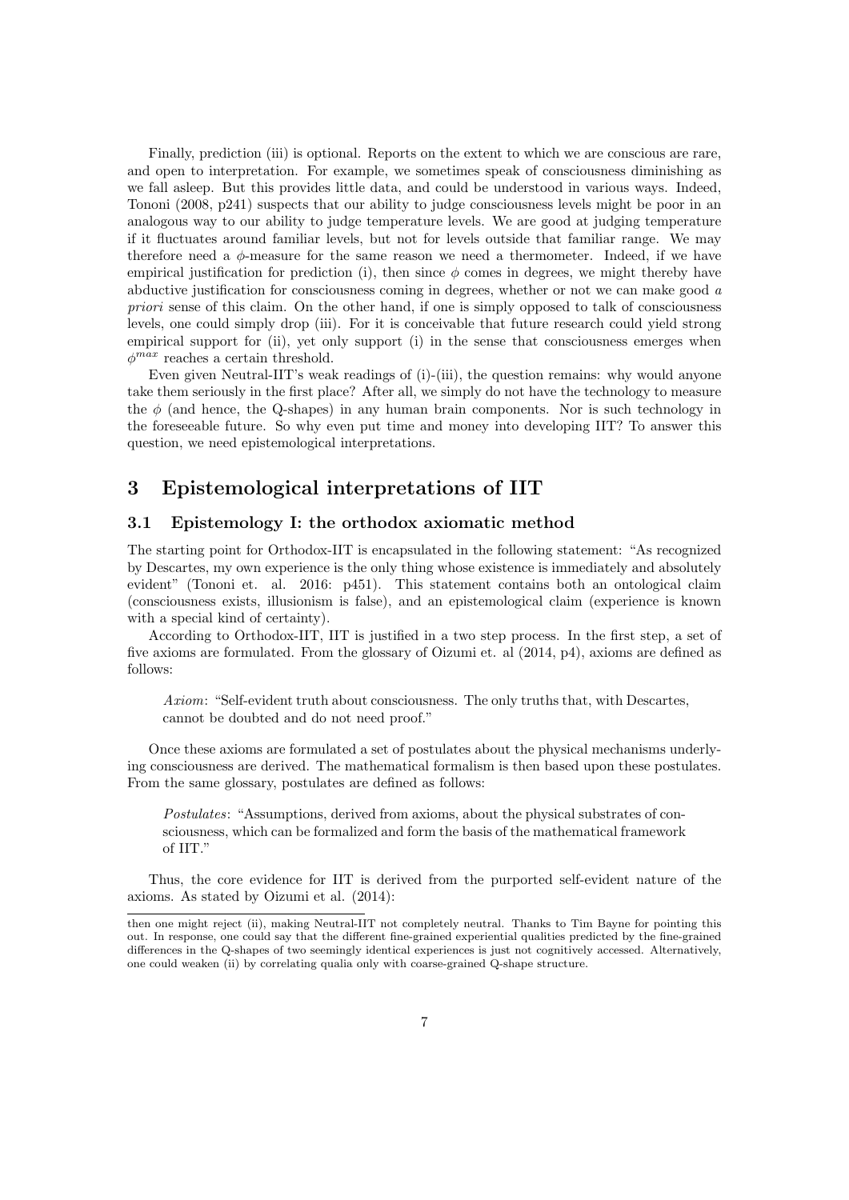Finally, prediction (iii) is optional. Reports on the extent to which we are conscious are rare, and open to interpretation. For example, we sometimes speak of consciousness diminishing as we fall asleep. But this provides little data, and could be understood in various ways. Indeed, Tononi (2008, p241) suspects that our ability to judge consciousness levels might be poor in an analogous way to our ability to judge temperature levels. We are good at judging temperature if it fluctuates around familiar levels, but not for levels outside that familiar range. We may therefore need a $\phi$-measure for the same reason we need a thermometer. Indeed, if we have empirical justification for prediction (i), then since $\phi$ comes in degrees, we might thereby have abductive justification for consciousness coming in degrees, whether or not we can make good *a priori* sense of this claim. On the other hand, if one is simply opposed to talk of consciousness levels, one could simply drop (iii). For it is conceivable that future research could yield strong empirical support for (ii), yet only support (i) in the sense that consciousness emerges when $\phi^{max}$ reaches a certain threshold.

Even given Neutral-IIT's weak readings of (i)-(iii), the question remains: why would anyone take them seriously in the first place? After all, we simply do not have the technology to measure the $\phi$ (and hence, the Q-shapes) in any human brain components. Nor is such technology in the foreseeable future. So why even put time and money into developing IIT? To answer this question, we need epistemological interpretations.

# 3 Epistemological interpretations of IIT

## 3.1 Epistemology I: the orthodox axiomatic method

The starting point for Orthodox-IIT is encapsulated in the following statement: "As recognized by Descartes, my own experience is the only thing whose existence is immediately and absolutely evident" (Tononi et. al. 2016: p451). This statement contains both an ontological claim (consciousness exists, illusionism is false), and an epistemological claim (experience is known with a special kind of certainty).

According to Orthodox-IIT, IIT is justified in a two step process. In the first step, a set of five axioms are formulated. From the glossary of Oizumi et. al (2014, p4), axioms are defined as follows:

> *Axiom*: "Self-evident truth about consciousness. The only truths that, with Descartes, cannot be doubted and do not need proof."

Once these axioms are formulated a set of postulates about the physical mechanisms underlying consciousness are derived. The mathematical formalism is then based upon these postulates. From the same glossary, postulates are defined as follows:

> *Postulates*: "Assumptions, derived from axioms, about the physical substrates of consciousness, which can be formalized and form the basis of the mathematical framework of IIT."

Thus, the core evidence for IIT is derived from the purported self-evident nature of the axioms. As stated by Oizumi et al. (2014):

---

then one might reject (ii), making Neutral-IIT not completely neutral. Thanks to Tim Bayne for pointing this out. In response, one could say that the different fine-grained experiential qualities predicted by the fine-grained differences in the Q-shapes of two seemingly identical experiences is just not cognitively accessed. Alternatively, one could weaken (ii) by correlating qualia only with coarse-grained Q-shape structure.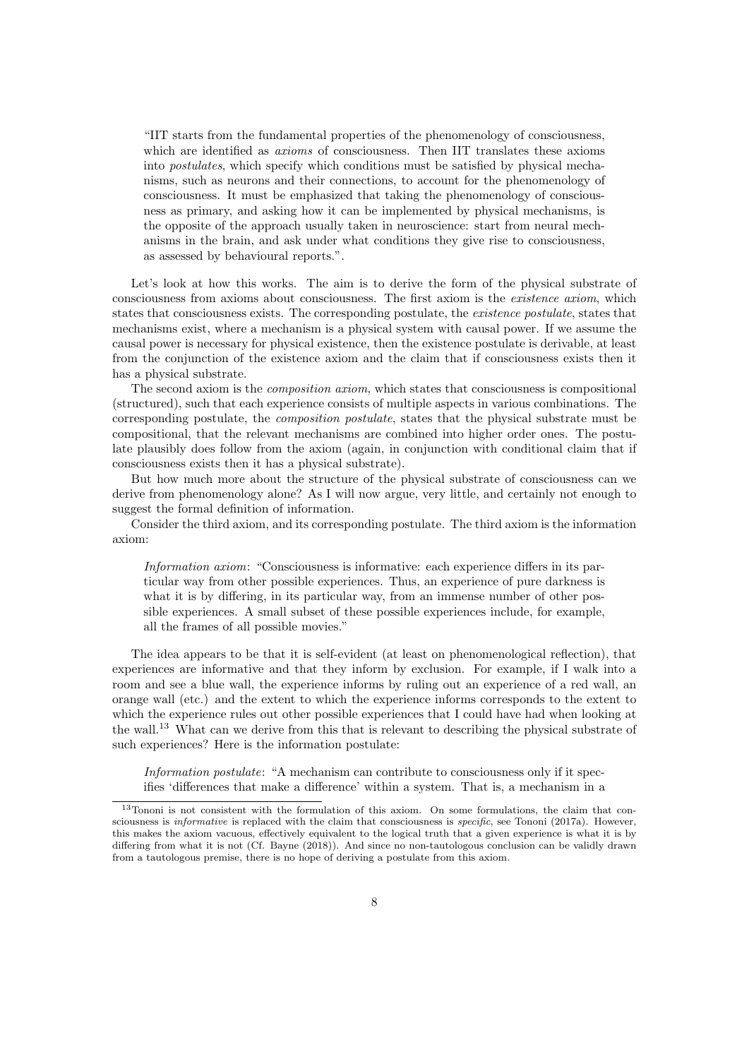> "IIT starts from the fundamental properties of the phenomenology of consciousness, which are identified as *axioms* of consciousness. Then IIT translates these axioms into *postulates*, which specify which conditions must be satisfied by physical mechanisms, such as neurons and their connections, to account for the phenomenology of consciousness. It must be emphasized that taking the phenomenology of consciousness as primary, and asking how it can be implemented by physical mechanisms, is the opposite of the approach usually taken in neuroscience: start from neural mechanisms in the brain, and ask under what conditions they give rise to consciousness, as assessed by behavioural reports.".

Let's look at how this works. The aim is to derive the form of the physical substrate of consciousness from axioms about consciousness. The first axiom is the *existence axiom*, which states that consciousness exists. The corresponding postulate, the *existence postulate*, states that mechanisms exist, where a mechanism is a physical system with causal power. If we assume the causal power is necessary for physical existence, then the existence postulate is derivable, at least from the conjunction of the existence axiom and the claim that if consciousness exists then it has a physical substrate.

The second axiom is the *composition axiom*, which states that consciousness is compositional (structured), such that each experience consists of multiple aspects in various combinations. The corresponding postulate, the *composition postulate*, states that the physical substrate must be compositional, that the relevant mechanisms are combined into higher order ones. The postulate plausibly does follow from the axiom (again, in conjunction with conditional claim that if consciousness exists then it has a physical substrate).

But how much more about the structure of the physical substrate of consciousness can we derive from phenomenology alone? As I will now argue, very little, and certainly not enough to suggest the formal definition of information.

Consider the third axiom, and its corresponding postulate. The third axiom is the information axiom:

> *Information axiom*: "Consciousness is informative: each experience differs in its particular way from other possible experiences. Thus, an experience of pure darkness is what it is by differing, in its particular way, from an immense number of other possible experiences. A small subset of these possible experiences include, for example, all the frames of all possible movies."

The idea appears to be that it is self-evident (at least on phenomenological reflection), that experiences are informative and that they inform by exclusion. For example, if I walk into a room and see a blue wall, the experience informs by ruling out an experience of a red wall, an orange wall (etc.) and the extent to which the experience informs corresponds to the extent to which the experience rules out other possible experiences that I could have had when looking at the wall.[13] What can we derive from this that is relevant to describing the physical substrate of such experiences? Here is the information postulate:

> *Information postulate*: "A mechanism can contribute to consciousness only if it specifies 'differences that make a difference' within a system. That is, a mechanism in a

[13] Tononi is not consistent with the formulation of this axiom. On some formulations, the claim that consciousness is *informative* is replaced with the claim that consciousness is *specific*, see Tononi (2017a). However, this makes the axiom vacuous, effectively equivalent to the logical truth that a given experience is what it is by differing from what it is not (Cf. Bayne (2018)). And since no non-tautologous conclusion can be validly drawn from a tautologous premise, there is no hope of deriving a postulate from this axiom.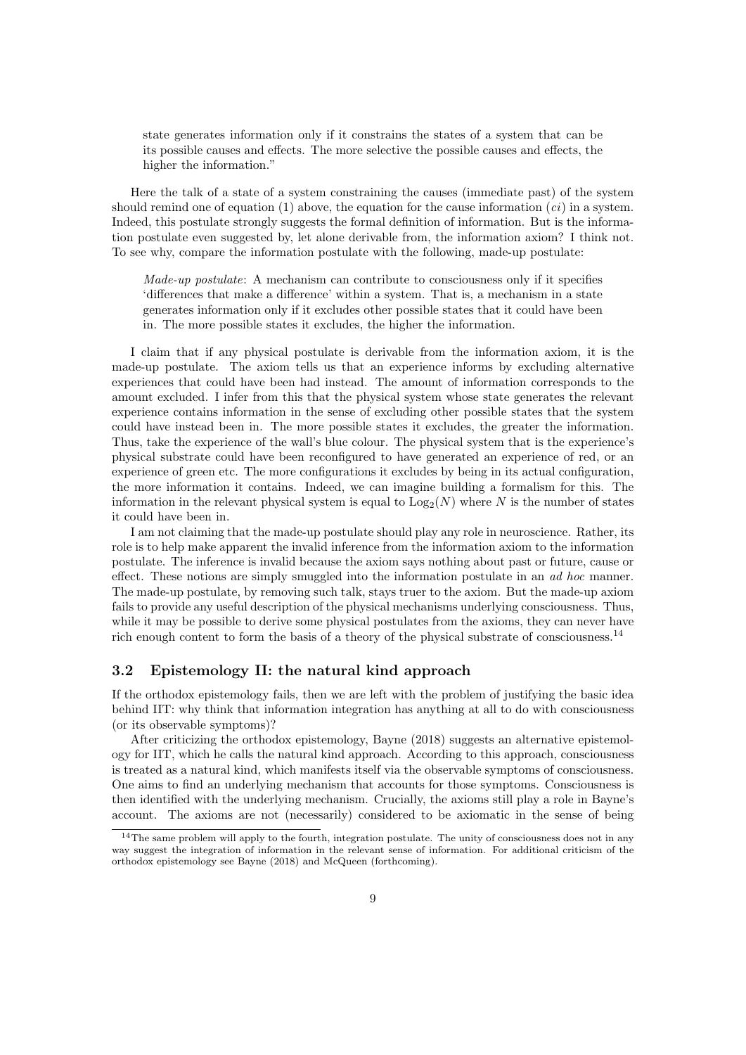state generates information only if it constrains the states of a system that can be its possible causes and effects. The more selective the possible causes and effects, the higher the information."

Here the talk of a state of a system constraining the causes (immediate past) of the system should remind one of equation (1) above, the equation for the cause information ($ci$) in a system. Indeed, this postulate strongly suggests the formal definition of information. But is the information postulate even suggested by, let alone derivable from, the information axiom? I think not. To see why, compare the information postulate with the following, made-up postulate:

> *Made-up postulate*: A mechanism can contribute to consciousness only if it specifies 'differences that make a difference' within a system. That is, a mechanism in a state generates information only if it excludes other possible states that it could have been in. The more possible states it excludes, the higher the information.

I claim that if any physical postulate is derivable from the information axiom, it is the made-up postulate. The axiom tells us that an experience informs by excluding alternative experiences that could have been had instead. The amount of information corresponds to the amount excluded. I infer from this that the physical system whose state generates the relevant experience contains information in the sense of excluding other possible states that the system could have instead been in. The more possible states it excludes, the greater the information. Thus, take the experience of the wall's blue colour. The physical system that is the experience's physical substrate could have been reconfigured to have generated an experience of red, or an experience of green etc. The more configurations it excludes by being in its actual configuration, the more information it contains. Indeed, we can imagine building a formalism for this. The information in the relevant physical system is equal to $\mathrm{Log}_2(N)$ where $N$ is the number of states it could have been in.

I am not claiming that the made-up postulate should play any role in neuroscience. Rather, its role is to help make apparent the invalid inference from the information axiom to the information postulate. The inference is invalid because the axiom says nothing about past or future, cause or effect. These notions are simply smuggled into the information postulate in an *ad hoc* manner. The made-up postulate, by removing such talk, stays truer to the axiom. But the made-up axiom fails to provide any useful description of the physical mechanisms underlying consciousness. Thus, while it may be possible to derive some physical postulates from the axioms, they can never have rich enough content to form the basis of a theory of the physical substrate of consciousness.[14]

### 3.2 Epistemology II: the natural kind approach

If the orthodox epistemology fails, then we are left with the problem of justifying the basic idea behind IIT: why think that information integration has anything at all to do with consciousness (or its observable symptoms)?

After criticizing the orthodox epistemology, Bayne (2018) suggests an alternative epistemology for IIT, which he calls the natural kind approach. According to this approach, consciousness is treated as a natural kind, which manifests itself via the observable symptoms of consciousness. One aims to find an underlying mechanism that accounts for those symptoms. Consciousness is then identified with the underlying mechanism. Crucially, the axioms still play a role in Bayne's account. The axioms are not (necessarily) considered to be axiomatic in the sense of being

[14] The same problem will apply to the fourth, integration postulate. The unity of consciousness does not in any way suggest the integration of information in the relevant sense of information. For additional criticism of the orthodox epistemology see Bayne (2018) and McQueen (forthcoming).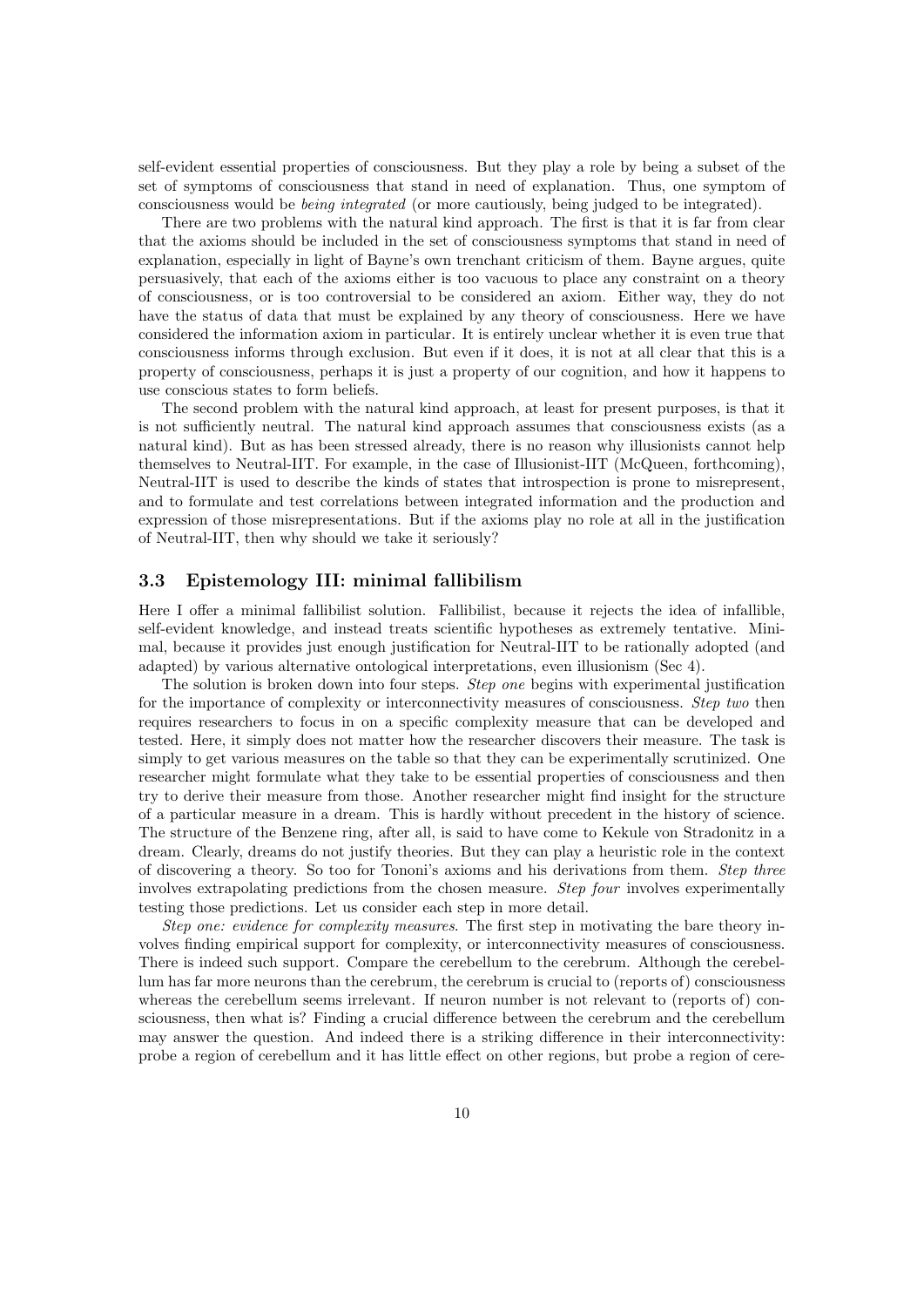self-evident essential properties of consciousness. But they play a role by being a subset of the set of symptoms of consciousness that stand in need of explanation. Thus, one symptom of consciousness would be *being integrated* (or more cautiously, being judged to be integrated).

There are two problems with the natural kind approach. The first is that it is far from clear that the axioms should be included in the set of consciousness symptoms that stand in need of explanation, especially in light of Bayne's own trenchant criticism of them. Bayne argues, quite persuasively, that each of the axioms either is too vacuous to place any constraint on a theory of consciousness, or is too controversial to be considered an axiom. Either way, they do not have the status of data that must be explained by any theory of consciousness. Here we have considered the information axiom in particular. It is entirely unclear whether it is even true that consciousness informs through exclusion. But even if it does, it is not at all clear that this is a property of consciousness, perhaps it is just a property of our cognition, and how it happens to use conscious states to form beliefs.

The second problem with the natural kind approach, at least for present purposes, is that it is not sufficiently neutral. The natural kind approach assumes that consciousness exists (as a natural kind). But as has been stressed already, there is no reason why illusionists cannot help themselves to Neutral-IIT. For example, in the case of Illusionist-IIT (McQueen, forthcoming), Neutral-IIT is used to describe the kinds of states that introspection is prone to misrepresent, and to formulate and test correlations between integrated information and the production and expression of those misrepresentations. But if the axioms play no role at all in the justification of Neutral-IIT, then why should we take it seriously?

### 3.3 Epistemology III: minimal fallibilism

Here I offer a minimal fallibilist solution. Fallibilist, because it rejects the idea of infallible, self-evident knowledge, and instead treats scientific hypotheses as extremely tentative. Minimal, because it provides just enough justification for Neutral-IIT to be rationally adopted (and adapted) by various alternative ontological interpretations, even illusionism (Sec 4).

The solution is broken down into four steps. *Step one* begins with experimental justification for the importance of complexity or interconnectivity measures of consciousness. *Step two* then requires researchers to focus in on a specific complexity measure that can be developed and tested. Here, it simply does not matter how the researcher discovers their measure. The task is simply to get various measures on the table so that they can be experimentally scrutinized. One researcher might formulate what they take to be essential properties of consciousness and then try to derive their measure from those. Another researcher might find insight for the structure of a particular measure in a dream. This is hardly without precedent in the history of science. The structure of the Benzene ring, after all, is said to have come to Kekule von Stradonitz in a dream. Clearly, dreams do not justify theories. But they can play a heuristic role in the context of discovering a theory. So too for Tononi's axioms and his derivations from them. *Step three* involves extrapolating predictions from the chosen measure. *Step four* involves experimentally testing those predictions. Let us consider each step in more detail.

*Step one: evidence for complexity measures*. The first step in motivating the bare theory involves finding empirical support for complexity, or interconnectivity measures of consciousness. There is indeed such support. Compare the cerebellum to the cerebrum. Although the cerebellum has far more neurons than the cerebrum, the cerebrum is crucial to (reports of) consciousness whereas the cerebellum seems irrelevant. If neuron number is not relevant to (reports of) consciousness, then what is? Finding a crucial difference between the cerebrum and the cerebellum may answer the question. And indeed there is a striking difference in their interconnectivity: probe a region of cerebellum and it has little effect on other regions, but probe a region of cere-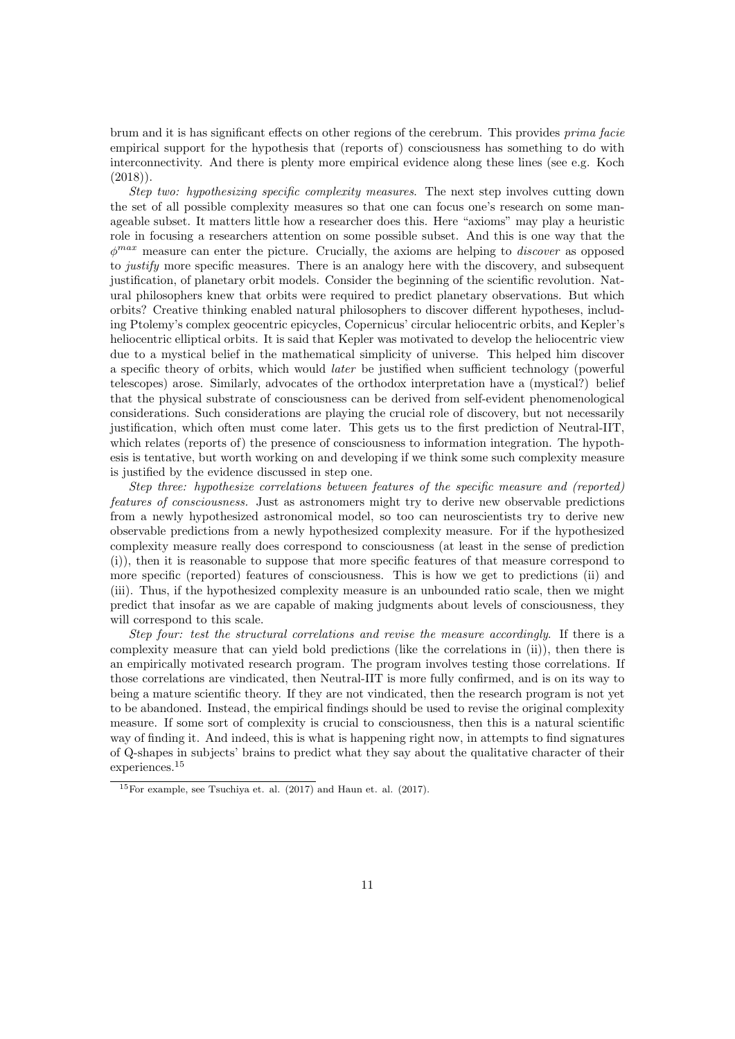brum and it is has significant effects on other regions of the cerebrum. This provides *prima facie* empirical support for the hypothesis that (reports of) consciousness has something to do with interconnectivity. And there is plenty more empirical evidence along these lines (see e.g. Koch (2018)).

*Step two: hypothesizing specific complexity measures.* The next step involves cutting down the set of all possible complexity measures so that one can focus one's research on some manageable subset. It matters little how a researcher does this. Here "axioms" may play a heuristic role in focusing a researchers attention on some possible subset. And this is one way that the $\phi^{max}$ measure can enter the picture. Crucially, the axioms are helping to *discover* as opposed to *justify* more specific measures. There is an analogy here with the discovery, and subsequent justification, of planetary orbit models. Consider the beginning of the scientific revolution. Natural philosophers knew that orbits were required to predict planetary observations. But which orbits? Creative thinking enabled natural philosophers to discover different hypotheses, including Ptolemy's complex geocentric epicycles, Copernicus' circular heliocentric orbits, and Kepler's heliocentric elliptical orbits. It is said that Kepler was motivated to develop the heliocentric view due to a mystical belief in the mathematical simplicity of universe. This helped him discover a specific theory of orbits, which would *later* be justified when sufficient technology (powerful telescopes) arose. Similarly, advocates of the orthodox interpretation have a (mystical?) belief that the physical substrate of consciousness can be derived from self-evident phenomenological considerations. Such considerations are playing the crucial role of discovery, but not necessarily justification, which often must come later. This gets us to the first prediction of Neutral-IIT, which relates (reports of) the presence of consciousness to information integration. The hypothesis is tentative, but worth working on and developing if we think some such complexity measure is justified by the evidence discussed in step one.

*Step three: hypothesize correlations between features of the specific measure and (reported) features of consciousness.* Just as astronomers might try to derive new observable predictions from a newly hypothesized astronomical model, so too can neuroscientists try to derive new observable predictions from a newly hypothesized complexity measure. For if the hypothesized complexity measure really does correspond to consciousness (at least in the sense of prediction (i)), then it is reasonable to suppose that more specific features of that measure correspond to more specific (reported) features of consciousness. This is how we get to predictions (ii) and (iii). Thus, if the hypothesized complexity measure is an unbounded ratio scale, then we might predict that insofar as we are capable of making judgments about levels of consciousness, they will correspond to this scale.

*Step four: test the structural correlations and revise the measure accordingly.* If there is a complexity measure that can yield bold predictions (like the correlations in (ii)), then there is an empirically motivated research program. The program involves testing those correlations. If those correlations are vindicated, then Neutral-IIT is more fully confirmed, and is on its way to being a mature scientific theory. If they are not vindicated, then the research program is not yet to be abandoned. Instead, the empirical findings should be used to revise the original complexity measure. If some sort of complexity is crucial to consciousness, then this is a natural scientific way of finding it. And indeed, this is what is happening right now, in attempts to find signatures of Q-shapes in subjects' brains to predict what they say about the qualitative character of their experiences.[15]

[15] For example, see Tsuchiya et. al. (2017) and Haun et. al. (2017).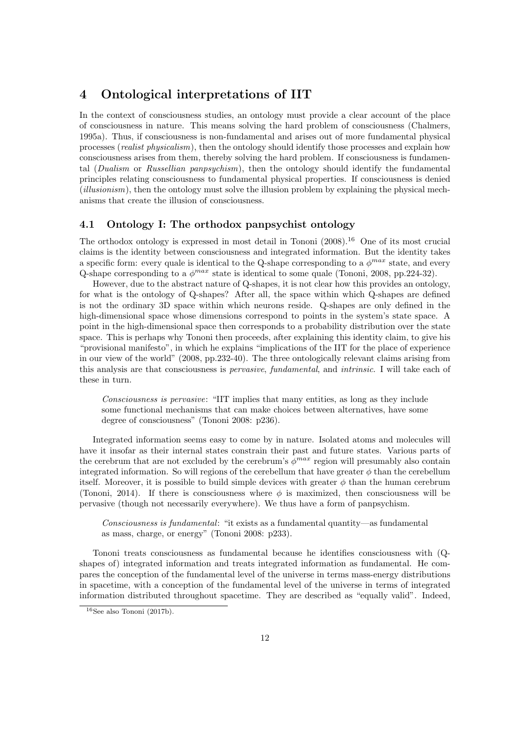## 4 Ontological interpretations of IIT

In the context of consciousness studies, an ontology must provide a clear account of the place of consciousness in nature. This means solving the hard problem of consciousness (Chalmers, 1995a). Thus, if consciousness is non-fundamental and arises out of more fundamental physical processes (*realist physicalism*), then the ontology should identify those processes and explain how consciousness arises from them, thereby solving the hard problem. If consciousness is fundamental (*Dualism* or *Russellian panpsychism*), then the ontology should identify the fundamental principles relating consciousness to fundamental physical properties. If consciousness is denied (*illusionism*), then the ontology must solve the illusion problem by explaining the physical mechanisms that create the illusion of consciousness.

### 4.1 Ontology I: The orthodox panpsychist ontology

The orthodox ontology is expressed in most detail in Tononi (2008).[16] One of its most crucial claims is the identity between consciousness and integrated information. But the identity takes a specific form: every quale is identical to the Q-shape corresponding to a $\phi^{max}$ state, and every Q-shape corresponding to a $\phi^{max}$ state is identical to some quale (Tononi, 2008, pp.224-32).

However, due to the abstract nature of Q-shapes, it is not clear how this provides an ontology, for what is the ontology of Q-shapes? After all, the space within which Q-shapes are defined is not the ordinary 3D space within which neurons reside. Q-shapes are only defined in the high-dimensional space whose dimensions correspond to points in the system's state space. A point in the high-dimensional space then corresponds to a probability distribution over the state space. This is perhaps why Tononi then proceeds, after explaining this identity claim, to give his "provisional manifesto", in which he explains "implications of the IIT for the place of experience in our view of the world" (2008, pp.232-40). The three ontologically relevant claims arising from this analysis are that consciousness is *pervasive*, *fundamental*, and *intrinsic*. I will take each of these in turn.

> *Consciousness is pervasive*: "IIT implies that many entities, as long as they include some functional mechanisms that can make choices between alternatives, have some degree of consciousness" (Tononi 2008: p236).

Integrated information seems easy to come by in nature. Isolated atoms and molecules will have it insofar as their internal states constrain their past and future states. Various parts of the cerebrum that are not excluded by the cerebrum's $\phi^{max}$ region will presumably also contain integrated information. So will regions of the cerebellum that have greater $\phi$ than the cerebellum itself. Moreover, it is possible to build simple devices with greater $\phi$ than the human cerebrum (Tononi, 2014). If there is consciousness where $\phi$ is maximized, then consciousness will be pervasive (though not necessarily everywhere). We thus have a form of panpsychism.

> *Consciousness is fundamental*: "it exists as a fundamental quantity—as fundamental as mass, charge, or energy" (Tononi 2008: p233).

Tononi treats consciousness as fundamental because he identifies consciousness with (Q-shapes of) integrated information and treats integrated information as fundamental. He compares the conception of the fundamental level of the universe in terms mass-energy distributions in spacetime, with a conception of the fundamental level of the universe in terms of integrated information distributed throughout spacetime. They are described as "equally valid". Indeed,

[16] See also Tononi (2017b).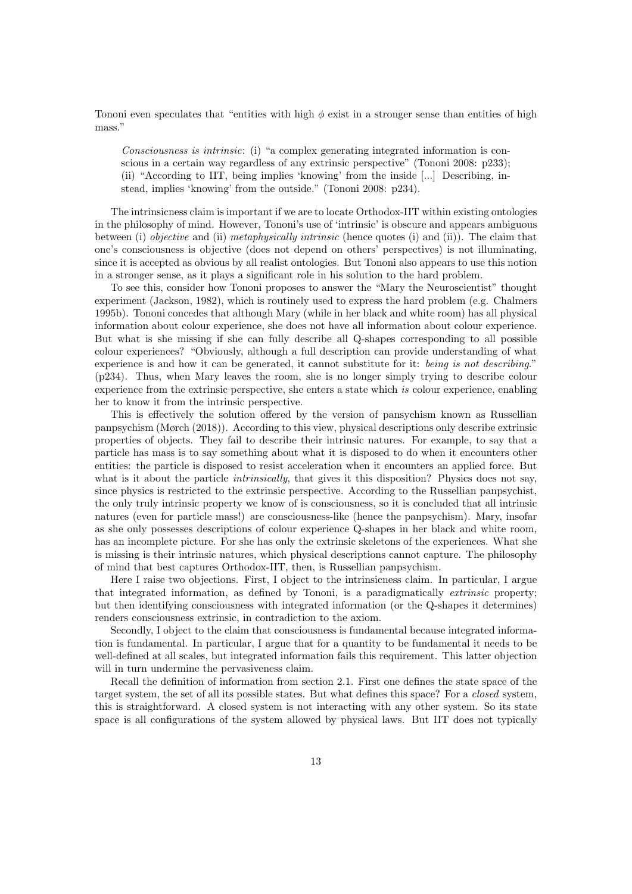Tononi even speculates that "entities with high $\phi$ exist in a stronger sense than entities of high mass."

> *Consciousness is intrinsic*: (i) "a complex generating integrated information is conscious in a certain way regardless of any extrinsic perspective" (Tononi 2008: p233); (ii) "According to IIT, being implies 'knowing' from the inside [...] Describing, instead, implies 'knowing' from the outside." (Tononi 2008: p234).

The intrinsicness claim is important if we are to locate Orthodox-IIT within existing ontologies in the philosophy of mind. However, Tononi's use of 'intrinsic' is obscure and appears ambiguous between (i) *objective* and (ii) *metaphysically intrinsic* (hence quotes (i) and (ii)). The claim that one's consciousness is objective (does not depend on others' perspectives) is not illuminating, since it is accepted as obvious by all realist ontologies. But Tononi also appears to use this notion in a stronger sense, as it plays a significant role in his solution to the hard problem.

To see this, consider how Tononi proposes to answer the "Mary the Neuroscientist" thought experiment (Jackson, 1982), which is routinely used to express the hard problem (e.g. Chalmers 1995b). Tononi concedes that although Mary (while in her black and white room) has all physical information about colour experience, she does not have all information about colour experience. But what is she missing if she can fully describe all Q-shapes corresponding to all possible colour experiences? "Obviously, although a full description can provide understanding of what experience is and how it can be generated, it cannot substitute for it: *being is not describing*." (p234). Thus, when Mary leaves the room, she is no longer simply trying to describe colour experience from the extrinsic perspective, she enters a state which *is* colour experience, enabling her to know it from the intrinsic perspective.

This is effectively the solution offered by the version of pansychism known as Russellian panpsychism (Mørch (2018)). According to this view, physical descriptions only describe extrinsic properties of objects. They fail to describe their intrinsic natures. For example, to say that a particle has mass is to say something about what it is disposed to do when it encounters other entities: the particle is disposed to resist acceleration when it encounters an applied force. But what is it about the particle *intrinsically*, that gives it this disposition? Physics does not say, since physics is restricted to the extrinsic perspective. According to the Russellian panpsychist, the only truly intrinsic property we know of is consciousness, so it is concluded that all intrinsic natures (even for particle mass!) are consciousness-like (hence the panpsychism). Mary, insofar as she only possesses descriptions of colour experience Q-shapes in her black and white room, has an incomplete picture. For she has only the extrinsic skeletons of the experiences. What she is missing is their intrinsic natures, which physical descriptions cannot capture. The philosophy of mind that best captures Orthodox-IIT, then, is Russellian panpsychism.

Here I raise two objections. First, I object to the intrinsicness claim. In particular, I argue that integrated information, as defined by Tononi, is a paradigmatically *extrinsic* property; but then identifying consciousness with integrated information (or the Q-shapes it determines) renders consciousness extrinsic, in contradiction to the axiom.

Secondly, I object to the claim that consciousness is fundamental because integrated information is fundamental. In particular, I argue that for a quantity to be fundamental it needs to be well-defined at all scales, but integrated information fails this requirement. This latter objection will in turn undermine the pervasiveness claim.

Recall the definition of information from section 2.1. First one defines the state space of the target system, the set of all its possible states. But what defines this space? For a *closed* system, this is straightforward. A closed system is not interacting with any other system. So its state space is all configurations of the system allowed by physical laws. But IIT does not typically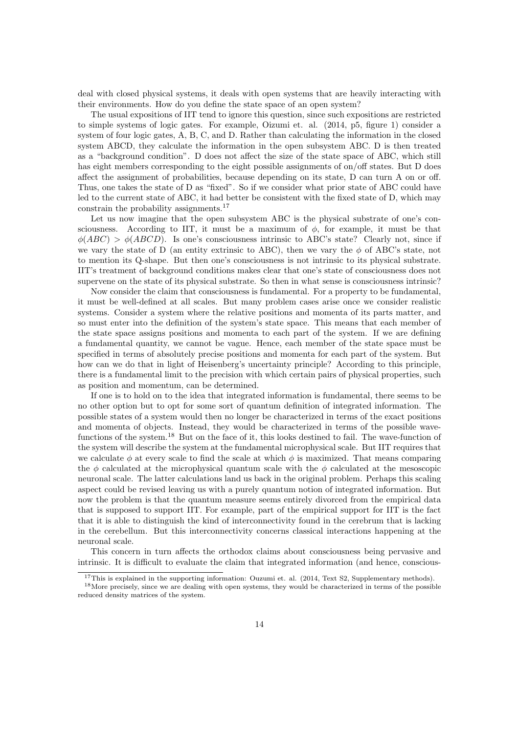deal with closed physical systems, it deals with open systems that are heavily interacting with their environments. How do you define the state space of an open system?

The usual expositions of IIT tend to ignore this question, since such expositions are restricted to simple systems of logic gates. For example, Oizumi et. al. (2014, p5, figure 1) consider a system of four logic gates, A, B, C, and D. Rather than calculating the information in the closed system ABCD, they calculate the information in the open subsystem ABC. D is then treated as a "background condition". D does not affect the size of the state space of ABC, which still has eight members corresponding to the eight possible assignments of on/off states. But D does affect the assignment of probabilities, because depending on its state, D can turn A on or off. Thus, one takes the state of D as "fixed". So if we consider what prior state of ABC could have led to the current state of ABC, it had better be consistent with the fixed state of D, which may constrain the probability assignments.[17]

Let us now imagine that the open subsystem ABC is the physical substrate of one's consciousness. According to IIT, it must be a maximum of $\phi$, for example, it must be that $\phi(ABC) > \phi(ABCD)$. Is one's consciousness intrinsic to ABC's state? Clearly not, since if we vary the state of D (an entity extrinsic to ABC), then we vary the $\phi$ of ABC's state, not to mention its Q-shape. But then one's consciousness is not intrinsic to its physical substrate. IIT's treatment of background conditions makes clear that one's state of consciousness does not supervene on the state of its physical substrate. So then in what sense is consciousness intrinsic?

Now consider the claim that consciousness is fundamental. For a property to be fundamental, it must be well-defined at all scales. But many problem cases arise once we consider realistic systems. Consider a system where the relative positions and momenta of its parts matter, and so must enter into the definition of the system's state space. This means that each member of the state space assigns positions and momenta to each part of the system. If we are defining a fundamental quantity, we cannot be vague. Hence, each member of the state space must be specified in terms of absolutely precise positions and momenta for each part of the system. But how can we do that in light of Heisenberg's uncertainty principle? According to this principle, there is a fundamental limit to the precision with which certain pairs of physical properties, such as position and momentum, can be determined.

If one is to hold on to the idea that integrated information is fundamental, there seems to be no other option but to opt for some sort of quantum definition of integrated information. The possible states of a system would then no longer be characterized in terms of the exact positions and momenta of objects. Instead, they would be characterized in terms of the possible wave-functions of the system.[18] But on the face of it, this looks destined to fail. The wave-function of the system will describe the system at the fundamental microphysical scale. But IIT requires that we calculate $\phi$ at every scale to find the scale at which $\phi$ is maximized. That means comparing the $\phi$ calculated at the microphysical quantum scale with the $\phi$ calculated at the mesoscopic neuronal scale. The latter calculations land us back in the original problem. Perhaps this scaling aspect could be revised leaving us with a purely quantum notion of integrated information. But now the problem is that the quantum measure seems entirely divorced from the empirical data that is supposed to support IIT. For example, part of the empirical support for IIT is the fact that it is able to distinguish the kind of interconnectivity found in the cerebrum that is lacking in the cerebellum. But this interconnectivity concerns classical interactions happening at the neuronal scale.

This concern in turn affects the orthodox claims about consciousness being pervasive and intrinsic. It is difficult to evaluate the claim that integrated information (and hence, conscious-

[17] This is explained in the supporting information: Ouzumi et. al. (2014, Text S2, Supplementary methods).

[18] More precisely, since we are dealing with open systems, they would be characterized in terms of the possible reduced density matrices of the system.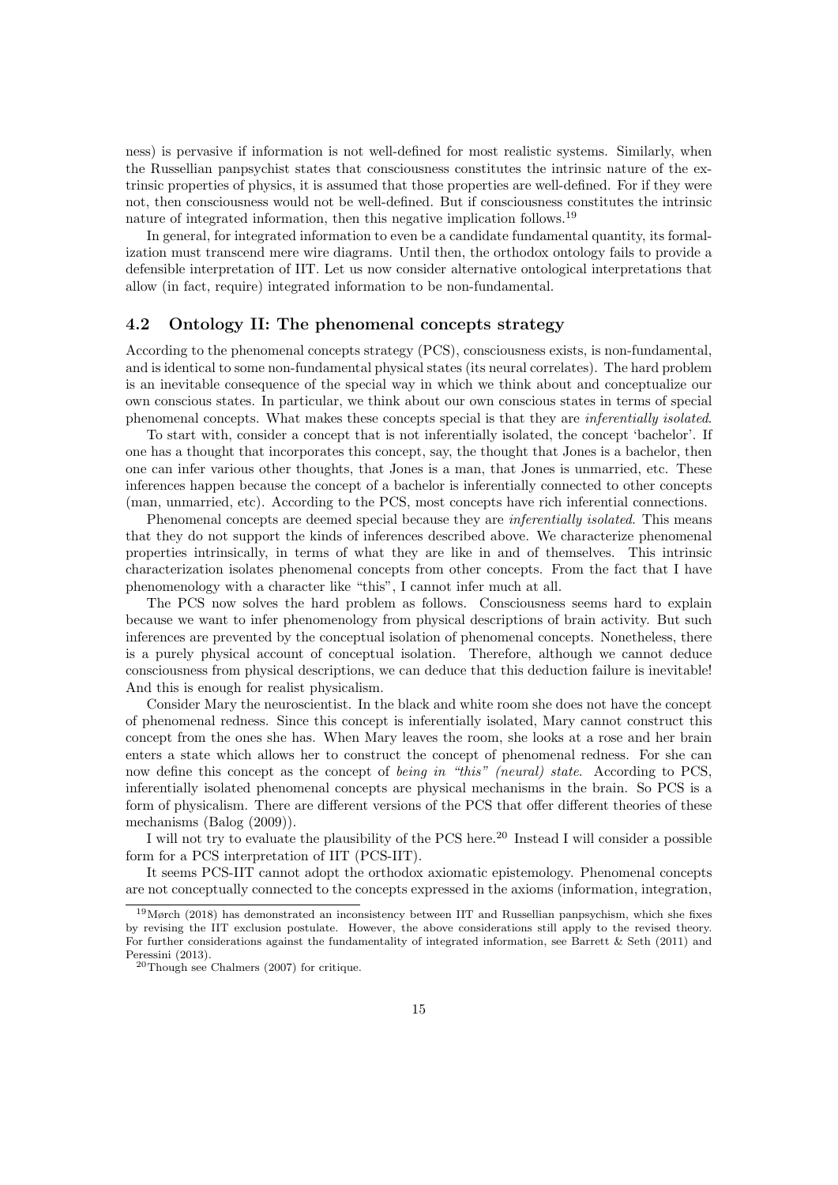ness) is pervasive if information is not well-defined for most realistic systems. Similarly, when the Russellian panpsychist states that consciousness constitutes the intrinsic nature of the extrinsic properties of physics, it is assumed that those properties are well-defined. For if they were not, then consciousness would not be well-defined. But if consciousness constitutes the intrinsic nature of integrated information, then this negative implication follows.[19]

In general, for integrated information to even be a candidate fundamental quantity, its formalization must transcend mere wire diagrams. Until then, the orthodox ontology fails to provide a defensible interpretation of IIT. Let us now consider alternative ontological interpretations that allow (in fact, require) integrated information to be non-fundamental.

### 4.2 Ontology II: The phenomenal concepts strategy

According to the phenomenal concepts strategy (PCS), consciousness exists, is non-fundamental, and is identical to some non-fundamental physical states (its neural correlates). The hard problem is an inevitable consequence of the special way in which we think about and conceptualize our own conscious states. In particular, we think about our own conscious states in terms of special phenomenal concepts. What makes these concepts special is that they are *inferentially isolated*.

To start with, consider a concept that is not inferentially isolated, the concept 'bachelor'. If one has a thought that incorporates this concept, say, the thought that Jones is a bachelor, then one can infer various other thoughts, that Jones is a man, that Jones is unmarried, etc. These inferences happen because the concept of a bachelor is inferentially connected to other concepts (man, unmarried, etc). According to the PCS, most concepts have rich inferential connections.

Phenomenal concepts are deemed special because they are *inferentially isolated*. This means that they do not support the kinds of inferences described above. We characterize phenomenal properties intrinsically, in terms of what they are like in and of themselves. This intrinsic characterization isolates phenomenal concepts from other concepts. From the fact that I have phenomenology with a character like "this", I cannot infer much at all.

The PCS now solves the hard problem as follows. Consciousness seems hard to explain because we want to infer phenomenology from physical descriptions of brain activity. But such inferences are prevented by the conceptual isolation of phenomenal concepts. Nonetheless, there is a purely physical account of conceptual isolation. Therefore, although we cannot deduce consciousness from physical descriptions, we can deduce that this deduction failure is inevitable! And this is enough for realist physicalism.

Consider Mary the neuroscientist. In the black and white room she does not have the concept of phenomenal redness. Since this concept is inferentially isolated, Mary cannot construct this concept from the ones she has. When Mary leaves the room, she looks at a rose and her brain enters a state which allows her to construct the concept of phenomenal redness. For she can now define this concept as the concept of *being in "this" (neural) state*. According to PCS, inferentially isolated phenomenal concepts are physical mechanisms in the brain. So PCS is a form of physicalism. There are different versions of the PCS that offer different theories of these mechanisms (Balog (2009)).

I will not try to evaluate the plausibility of the PCS here.[20] Instead I will consider a possible form for a PCS interpretation of IIT (PCS-IIT).

It seems PCS-IIT cannot adopt the orthodox axiomatic epistemology. Phenomenal concepts are not conceptually connected to the concepts expressed in the axioms (information, integration,

[19] Mørch (2018) has demonstrated an inconsistency between IIT and Russellian panpsychism, which she fixes by revising the IIT exclusion postulate. However, the above considerations still apply to the revised theory. For further considerations against the fundamentality of integrated information, see Barrett & Seth (2011) and Peressini (2013).

[20] Though see Chalmers (2007) for critique.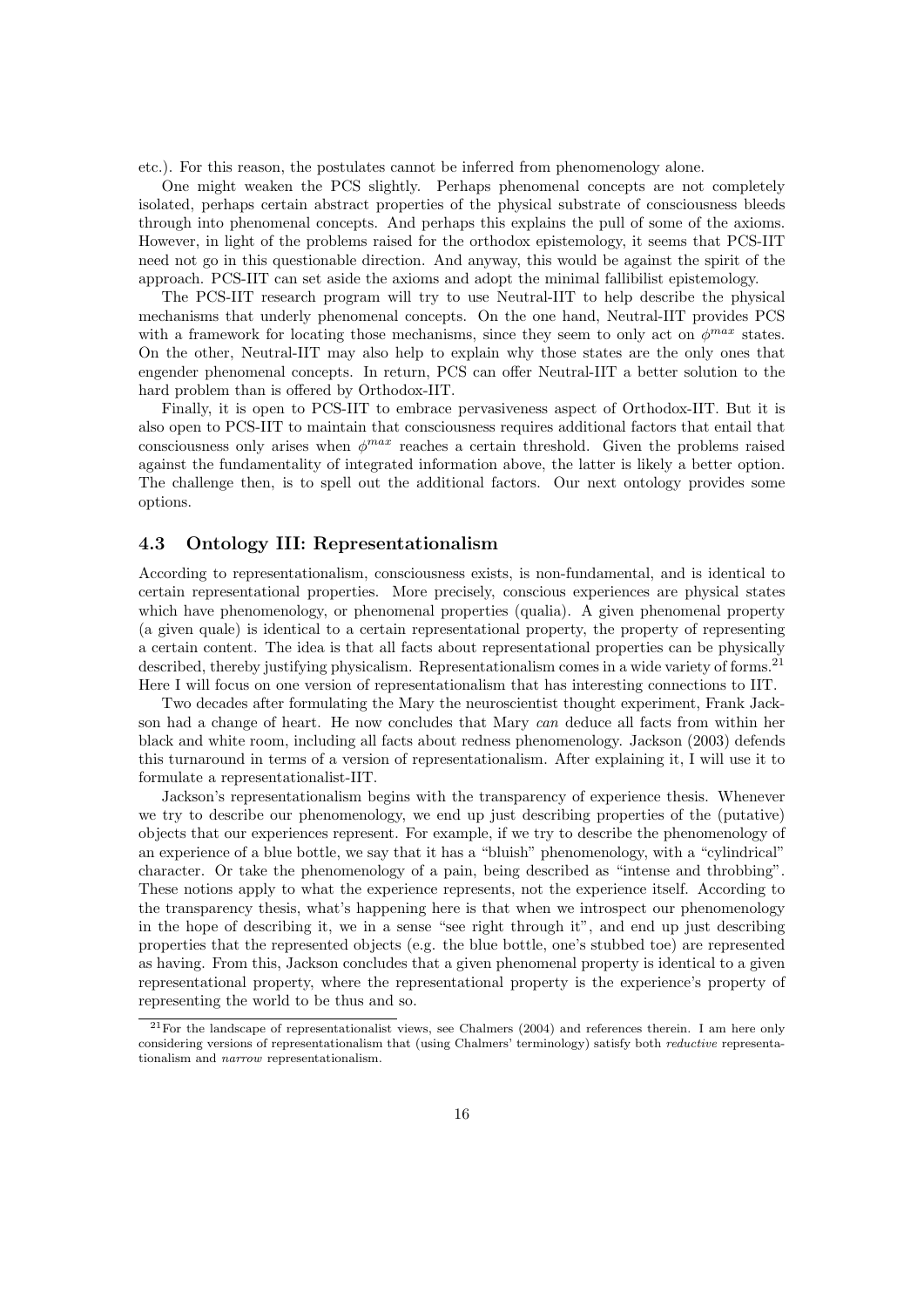etc.). For this reason, the postulates cannot be inferred from phenomenology alone.

One might weaken the PCS slightly. Perhaps phenomenal concepts are not completely isolated, perhaps certain abstract properties of the physical substrate of consciousness bleeds through into phenomenal concepts. And perhaps this explains the pull of some of the axioms. However, in light of the problems raised for the orthodox epistemology, it seems that PCS-IIT need not go in this questionable direction. And anyway, this would be against the spirit of the approach. PCS-IIT can set aside the axioms and adopt the minimal fallibilist epistemology.

The PCS-IIT research program will try to use Neutral-IIT to help describe the physical mechanisms that underly phenomenal concepts. On the one hand, Neutral-IIT provides PCS with a framework for locating those mechanisms, since they seem to only act on $\phi^{max}$ states. On the other, Neutral-IIT may also help to explain why those states are the only ones that engender phenomenal concepts. In return, PCS can offer Neutral-IIT a better solution to the hard problem than is offered by Orthodox-IIT.

Finally, it is open to PCS-IIT to embrace pervasiveness aspect of Orthodox-IIT. But it is also open to PCS-IIT to maintain that consciousness requires additional factors that entail that consciousness only arises when $\phi^{max}$ reaches a certain threshold. Given the problems raised against the fundamentality of integrated information above, the latter is likely a better option. The challenge then, is to spell out the additional factors. Our next ontology provides some options.

### 4.3 Ontology III: Representationalism

According to representationalism, consciousness exists, is non-fundamental, and is identical to certain representational properties. More precisely, conscious experiences are physical states which have phenomenology, or phenomenal properties (qualia). A given phenomenal property (a given quale) is identical to a certain representational property, the property of representing a certain content. The idea is that all facts about representational properties can be physically described, thereby justifying physicalism. Representationalism comes in a wide variety of forms.[21] Here I will focus on one version of representationalism that has interesting connections to IIT.

Two decades after formulating the Mary the neuroscientist thought experiment, Frank Jackson had a change of heart. He now concludes that Mary *can* deduce all facts from within her black and white room, including all facts about redness phenomenology. Jackson (2003) defends this turnaround in terms of a version of representationalism. After explaining it, I will use it to formulate a representationalist-IIT.

Jackson's representationalism begins with the transparency of experience thesis. Whenever we try to describe our phenomenology, we end up just describing properties of the (putative) objects that our experiences represent. For example, if we try to describe the phenomenology of an experience of a blue bottle, we say that it has a "bluish" phenomenology, with a "cylindrical" character. Or take the phenomenology of a pain, being described as "intense and throbbing". These notions apply to what the experience represents, not the experience itself. According to the transparency thesis, what's happening here is that when we introspect our phenomenology in the hope of describing it, we in a sense "see right through it", and end up just describing properties that the represented objects (e.g. the blue bottle, one's stubbed toe) are represented as having. From this, Jackson concludes that a given phenomenal property is identical to a given representational property, where the representational property is the experience's property of representing the world to be thus and so.

[21] For the landscape of representationalist views, see Chalmers (2004) and references therein. I am here only considering versions of representationalism that (using Chalmers' terminology) satisfy both *reductive* representationalism and *narrow* representationalism.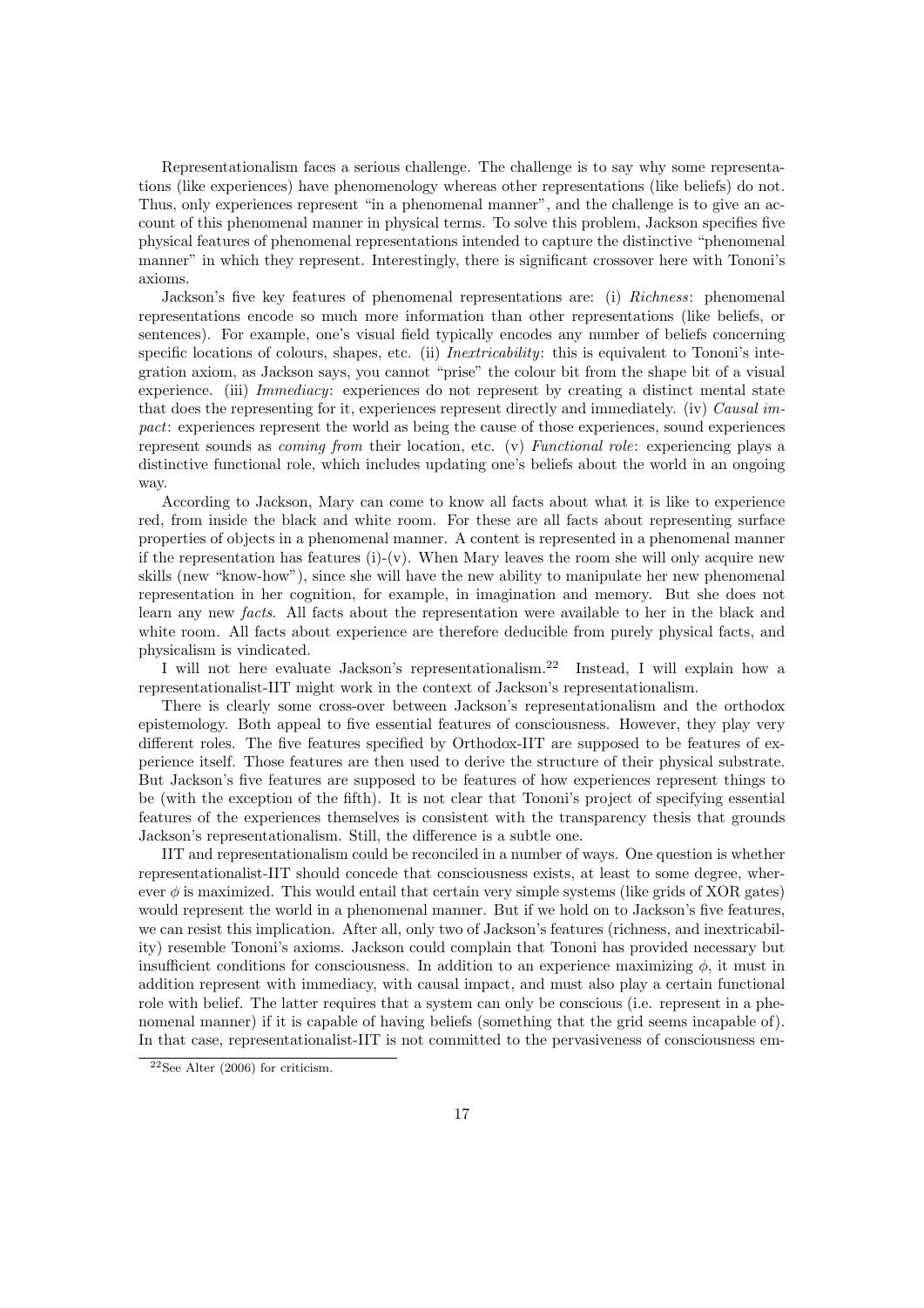Representationalism faces a serious challenge. The challenge is to say why some representations (like experiences) have phenomenology whereas other representations (like beliefs) do not. Thus, only experiences represent "in a phenomenal manner", and the challenge is to give an account of this phenomenal manner in physical terms. To solve this problem, Jackson specifies five physical features of phenomenal representations intended to capture the distinctive "phenomenal manner" in which they represent. Interestingly, there is significant crossover here with Tononi's axioms.

Jackson's five key features of phenomenal representations are: (i) *Richness*: phenomenal representations encode so much more information than other representations (like beliefs, or sentences). For example, one's visual field typically encodes any number of beliefs concerning specific locations of colours, shapes, etc. (ii) *Inextricability*: this is equivalent to Tononi's integration axiom, as Jackson says, you cannot "prise" the colour bit from the shape bit of a visual experience. (iii) *Immediacy*: experiences do not represent by creating a distinct mental state that does the representing for it, experiences represent directly and immediately. (iv) *Causal impact*: experiences represent the world as being the cause of those experiences, sound experiences represent sounds as *coming from* their location, etc. (v) *Functional role*: experiencing plays a distinctive functional role, which includes updating one's beliefs about the world in an ongoing way.

According to Jackson, Mary can come to know all facts about what it is like to experience red, from inside the black and white room. For these are all facts about representing surface properties of objects in a phenomenal manner. A content is represented in a phenomenal manner if the representation has features (i)-(v). When Mary leaves the room she will only acquire new skills (new "know-how"), since she will have the new ability to manipulate her new phenomenal representation in her cognition, for example, in imagination and memory. But she does not learn any new *facts*. All facts about the representation were available to her in the black and white room. All facts about experience are therefore deducible from purely physical facts, and physicalism is vindicated.

I will not here evaluate Jackson's representationalism.[22] Instead, I will explain how a representationalist-IIT might work in the context of Jackson's representationalism.

There is clearly some cross-over between Jackson's representationalism and the orthodox epistemology. Both appeal to five essential features of consciousness. However, they play very different roles. The five features specified by Orthodox-IIT are supposed to be features of experience itself. Those features are then used to derive the structure of their physical substrate. But Jackson's five features are supposed to be features of how experiences represent things to be (with the exception of the fifth). It is not clear that Tononi's project of specifying essential features of the experiences themselves is consistent with the transparency thesis that grounds Jackson's representationalism. Still, the difference is a subtle one.

IIT and representationalism could be reconciled in a number of ways. One question is whether representationalist-IIT should concede that consciousness exists, at least to some degree, wherever $\phi$ is maximized. This would entail that certain very simple systems (like grids of XOR gates) would represent the world in a phenomenal manner. But if we hold on to Jackson's five features, we can resist this implication. After all, only two of Jackson's features (richness, and inextricability) resemble Tononi's axioms. Jackson could complain that Tononi has provided necessary but insufficient conditions for consciousness. In addition to an experience maximizing $\phi$, it must in addition represent with immediacy, with causal impact, and must also play a certain functional role with belief. The latter requires that a system can only be conscious (i.e. represent in a phenomenal manner) if it is capable of having beliefs (something that the grid seems incapable of). In that case, representationalist-IIT is not committed to the pervasiveness of consciousness em-

[22] See Alter (2006) for criticism.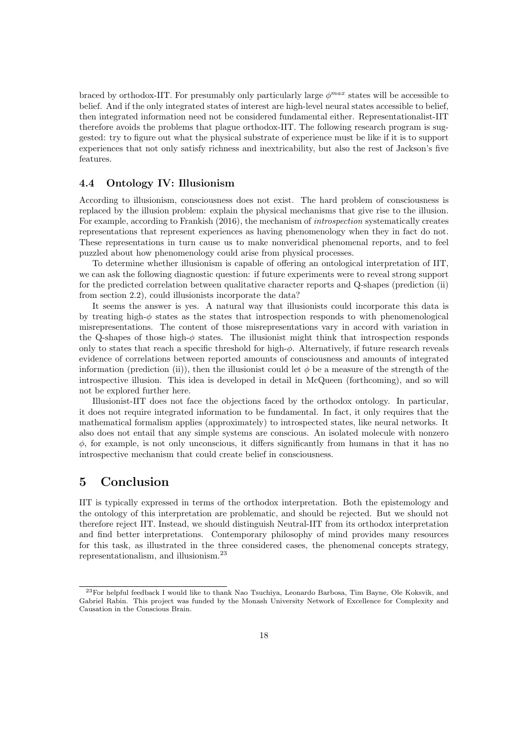braced by orthodox-IIT. For presumably only particularly large $\phi^{max}$ states will be accessible to belief. And if the only integrated states of interest are high-level neural states accessible to belief, then integrated information need not be considered fundamental either. Representationalist-IIT therefore avoids the problems that plague orthodox-IIT. The following research program is suggested: try to figure out what the physical substrate of experience must be like if it is to support experiences that not only satisfy richness and inextricability, but also the rest of Jackson's five features.

### 4.4 Ontology IV: Illusionism

According to illusionism, consciousness does not exist. The hard problem of consciousness is replaced by the illusion problem: explain the physical mechanisms that give rise to the illusion. For example, according to Frankish (2016), the mechanism of *introspection* systematically creates representations that represent experiences as having phenomenology when they in fact do not. These representations in turn cause us to make nonveridical phenomenal reports, and to feel puzzled about how phenomenology could arise from physical processes.

To determine whether illusionism is capable of offering an ontological interpretation of IIT, we can ask the following diagnostic question: if future experiments were to reveal strong support for the predicted correlation between qualitative character reports and Q-shapes (prediction (ii) from section 2.2), could illusionists incorporate the data?

It seems the answer is yes. A natural way that illusionists could incorporate this data is by treating high-$\phi$ states as the states that introspection responds to with phenomenological misrepresentations. The content of those misrepresentations vary in accord with variation in the Q-shapes of those high-$\phi$ states. The illusionist might think that introspection responds only to states that reach a specific threshold for high-$\phi$. Alternatively, if future research reveals evidence of correlations between reported amounts of consciousness and amounts of integrated information (prediction (ii)), then the illusionist could let $\phi$ be a measure of the strength of the introspective illusion. This idea is developed in detail in McQueen (forthcoming), and so will not be explored further here.

Illusionist-IIT does not face the objections faced by the orthodox ontology. In particular, it does not require integrated information to be fundamental. In fact, it only requires that the mathematical formalism applies (approximately) to introspected states, like neural networks. It also does not entail that any simple systems are conscious. An isolated molecule with nonzero $\phi$, for example, is not only unconscious, it differs significantly from humans in that it has no introspective mechanism that could create belief in consciousness.

## 5 Conclusion

IIT is typically expressed in terms of the orthodox interpretation. Both the epistemology and the ontology of this interpretation are problematic, and should be rejected. But we should not therefore reject IIT. Instead, we should distinguish Neutral-IIT from its orthodox interpretation and find better interpretations. Contemporary philosophy of mind provides many resources for this task, as illustrated in the three considered cases, the phenomenal concepts strategy, representationalism, and illusionism.[23]

[23] For helpful feedback I would like to thank Nao Tsuchiya, Leonardo Barbosa, Tim Bayne, Ole Koksvik, and Gabriel Rabin. This project was funded by the Monash University Network of Excellence for Complexity and Causation in the Conscious Brain.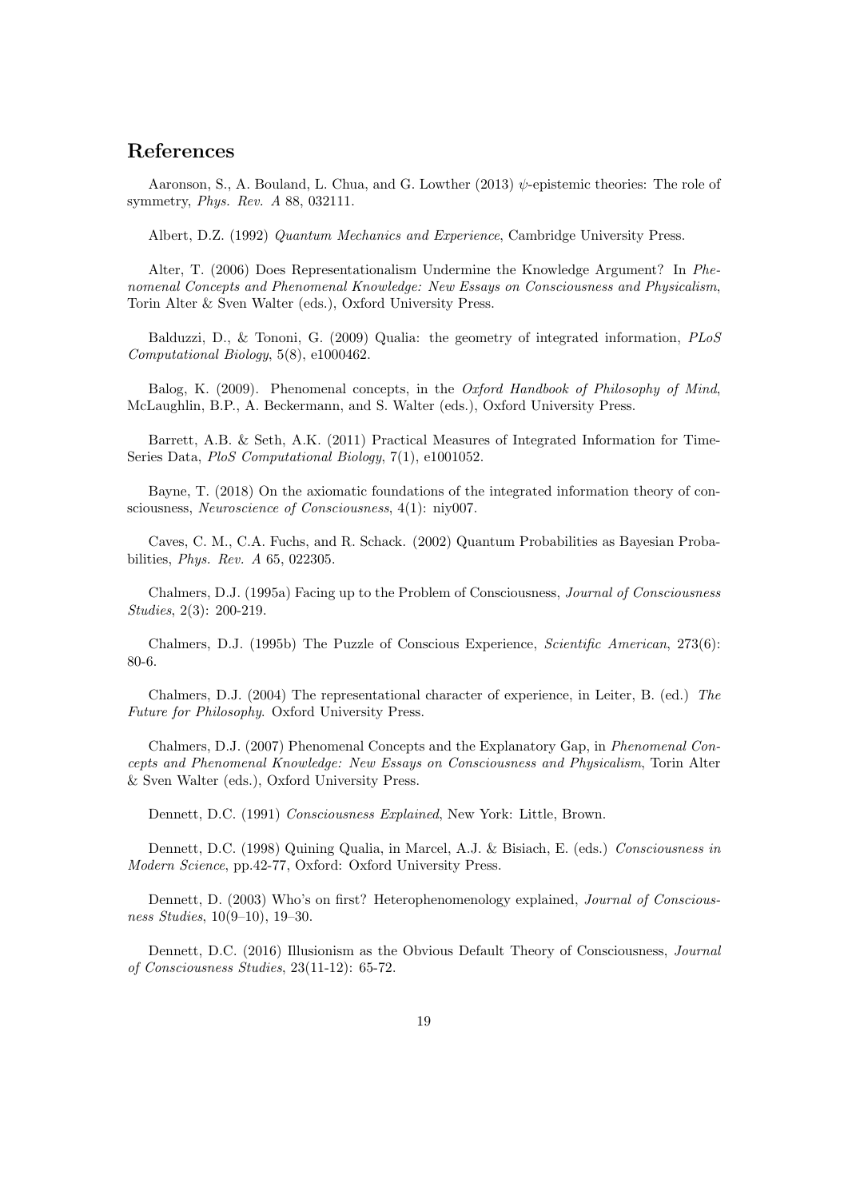## References

Aaronson, S., A. Bouland, L. Chua, and G. Lowther (2013) $\psi$-epistemic theories: The role of symmetry, *Phys. Rev. A* 88, 032111.

Albert, D.Z. (1992) *Quantum Mechanics and Experience*, Cambridge University Press.

Alter, T. (2006) Does Representationalism Undermine the Knowledge Argument? In *Phenomenal Concepts and Phenomenal Knowledge: New Essays on Consciousness and Physicalism*, Torin Alter & Sven Walter (eds.), Oxford University Press.

Balduzzi, D., & Tononi, G. (2009) Qualia: the geometry of integrated information, *PLoS Computational Biology*, 5(8), e1000462.

Balog, K. (2009). Phenomenal concepts, in the *Oxford Handbook of Philosophy of Mind*, McLaughlin, B.P., A. Beckermann, and S. Walter (eds.), Oxford University Press.

Barrett, A.B. & Seth, A.K. (2011) Practical Measures of Integrated Information for Time-Series Data, *PloS Computational Biology*, 7(1), e1001052.

Bayne, T. (2018) On the axiomatic foundations of the integrated information theory of consciousness, *Neuroscience of Consciousness*, 4(1): niy007.

Caves, C. M., C.A. Fuchs, and R. Schack. (2002) Quantum Probabilities as Bayesian Probabilities, *Phys. Rev. A* 65, 022305.

Chalmers, D.J. (1995a) Facing up to the Problem of Consciousness, *Journal of Consciousness Studies*, 2(3): 200-219.

Chalmers, D.J. (1995b) The Puzzle of Conscious Experience, *Scientific American*, 273(6): 80-6.

Chalmers, D.J. (2004) The representational character of experience, in Leiter, B. (ed.) *The Future for Philosophy*. Oxford University Press.

Chalmers, D.J. (2007) Phenomenal Concepts and the Explanatory Gap, in *Phenomenal Concepts and Phenomenal Knowledge: New Essays on Consciousness and Physicalism*, Torin Alter & Sven Walter (eds.), Oxford University Press.

Dennett, D.C. (1991) *Consciousness Explained*, New York: Little, Brown.

Dennett, D.C. (1998) Quining Qualia, in Marcel, A.J. & Bisiach, E. (eds.) *Consciousness in Modern Science*, pp.42-77, Oxford: Oxford University Press.

Dennett, D. (2003) Who's on first? Heterophenomenology explained, *Journal of Consciousness Studies*, 10(9–10), 19–30.

Dennett, D.C. (2016) Illusionism as the Obvious Default Theory of Consciousness, *Journal of Consciousness Studies*, 23(11-12): 65-72.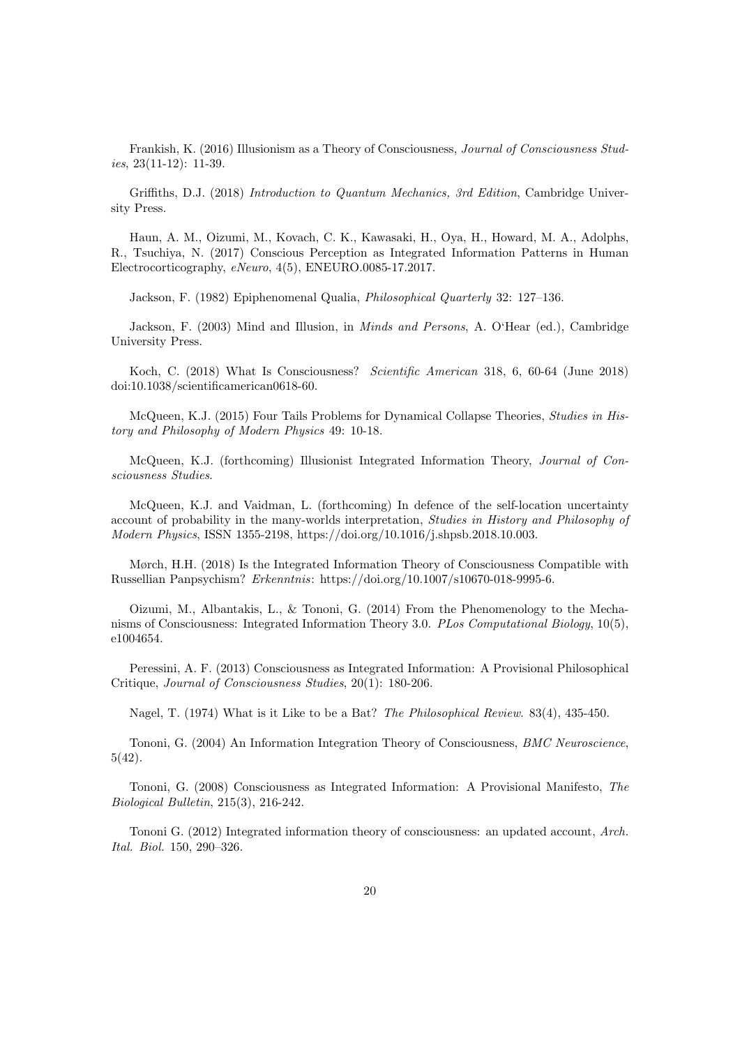Frankish, K. (2016) Illusionism as a Theory of Consciousness, *Journal of Consciousness Studies*, 23(11-12): 11-39.

Griffiths, D.J. (2018) *Introduction to Quantum Mechanics, 3rd Edition*, Cambridge University Press.

Haun, A. M., Oizumi, M., Kovach, C. K., Kawasaki, H., Oya, H., Howard, M. A., Adolphs, R., Tsuchiya, N. (2017) Conscious Perception as Integrated Information Patterns in Human Electrocorticography, *eNeuro*, 4(5), ENEURO.0085-17.2017.

Jackson, F. (1982) Epiphenomenal Qualia, *Philosophical Quarterly* 32: 127–136.

Jackson, F. (2003) Mind and Illusion, in *Minds and Persons*, A. O'Hear (ed.), Cambridge University Press.

Koch, C. (2018) What Is Consciousness? *Scientific American* 318, 6, 60-64 (June 2018) doi:10.1038/scientificamerican0618-60.

McQueen, K.J. (2015) Four Tails Problems for Dynamical Collapse Theories, *Studies in History and Philosophy of Modern Physics* 49: 10-18.

McQueen, K.J. (forthcoming) Illusionist Integrated Information Theory, *Journal of Consciousness Studies*.

McQueen, K.J. and Vaidman, L. (forthcoming) In defence of the self-location uncertainty account of probability in the many-worlds interpretation, *Studies in History and Philosophy of Modern Physics*, ISSN 1355-2198, https://doi.org/10.1016/j.shpsb.2018.10.003.

Mørch, H.H. (2018) Is the Integrated Information Theory of Consciousness Compatible with Russellian Panpsychism? *Erkenntnis*: https://doi.org/10.1007/s10670-018-9995-6.

Oizumi, M., Albantakis, L., & Tononi, G. (2014) From the Phenomenology to the Mechanisms of Consciousness: Integrated Information Theory 3.0. *PLos Computational Biology*, 10(5), e1004654.

Peressini, A. F. (2013) Consciousness as Integrated Information: A Provisional Philosophical Critique, *Journal of Consciousness Studies*, 20(1): 180-206.

Nagel, T. (1974) What is it Like to be a Bat? *The Philosophical Review*. 83(4), 435-450.

Tononi, G. (2004) An Information Integration Theory of Consciousness, *BMC Neuroscience*, 5(42).

Tononi, G. (2008) Consciousness as Integrated Information: A Provisional Manifesto, *The Biological Bulletin*, 215(3), 216-242.

Tononi G. (2012) Integrated information theory of consciousness: an updated account, *Arch. Ital. Biol.* 150, 290–326.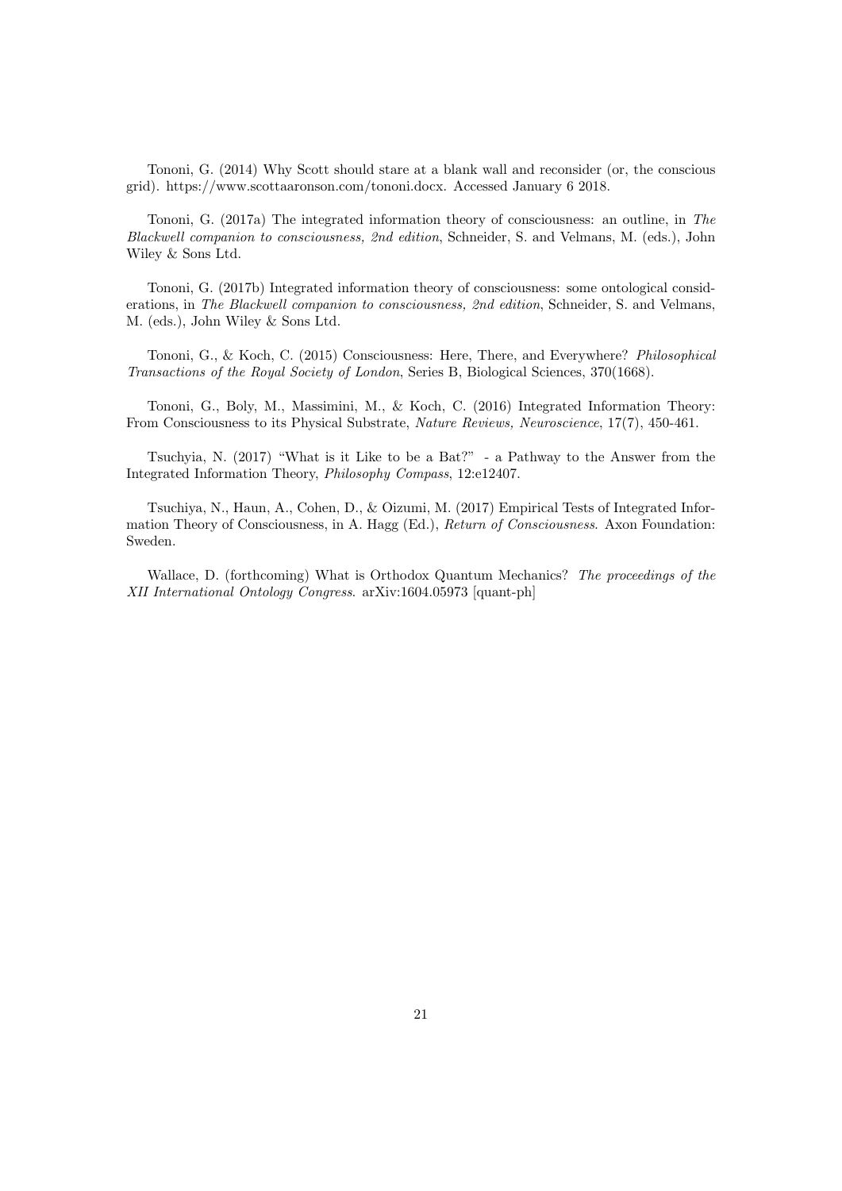Tononi, G. (2014) Why Scott should stare at a blank wall and reconsider (or, the conscious grid). https://www.scottaaronson.com/tononi.docx. Accessed January 6 2018.

Tononi, G. (2017a) The integrated information theory of consciousness: an outline, in *The Blackwell companion to consciousness, 2nd edition*, Schneider, S. and Velmans, M. (eds.), John Wiley & Sons Ltd.

Tononi, G. (2017b) Integrated information theory of consciousness: some ontological considerations, in *The Blackwell companion to consciousness, 2nd edition*, Schneider, S. and Velmans, M. (eds.), John Wiley & Sons Ltd.

Tononi, G., & Koch, C. (2015) Consciousness: Here, There, and Everywhere? *Philosophical Transactions of the Royal Society of London*, Series B, Biological Sciences, 370(1668).

Tononi, G., Boly, M., Massimini, M., & Koch, C. (2016) Integrated Information Theory: From Consciousness to its Physical Substrate, *Nature Reviews, Neuroscience*, 17(7), 450-461.

Tsuchyia, N. (2017) "What is it Like to be a Bat?" - a Pathway to the Answer from the Integrated Information Theory, *Philosophy Compass*, 12:e12407.

Tsuchiya, N., Haun, A., Cohen, D., & Oizumi, M. (2017) Empirical Tests of Integrated Information Theory of Consciousness, in A. Hagg (Ed.), *Return of Consciousness*. Axon Foundation: Sweden.

Wallace, D. (forthcoming) What is Orthodox Quantum Mechanics? *The proceedings of the XII International Ontology Congress*. arXiv:1604.05973 [quant-ph]